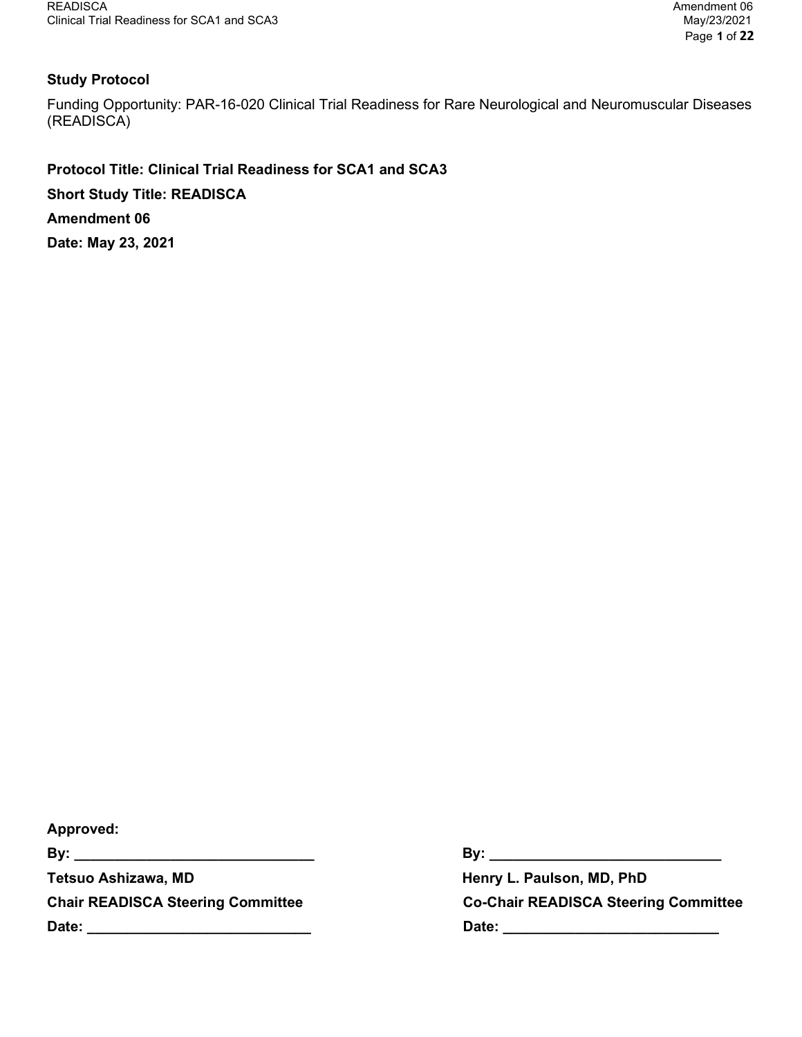**Study Protocol**

Funding Opportunity: PAR-16-020 Clinical Trial Readiness for Rare Neurological and Neuromuscular Diseases (READISCA)

**Protocol Title: Clinical Trial Readiness for SCA1 and SCA3**

**Short Study Title: READISCA**

**Amendment 06**

**Date: May 23, 2021**

**Approved:**

**By: ______________________________**

**Tetsuo Ashizawa, MD**

**Chair READISCA Steering Committee**

**Date: ____________________________**

**By: ______________________________**

**Henry L. Paulson, MD, PhD**

**Co-Chair READISCA Steering Committee**

**Date: ____________________________**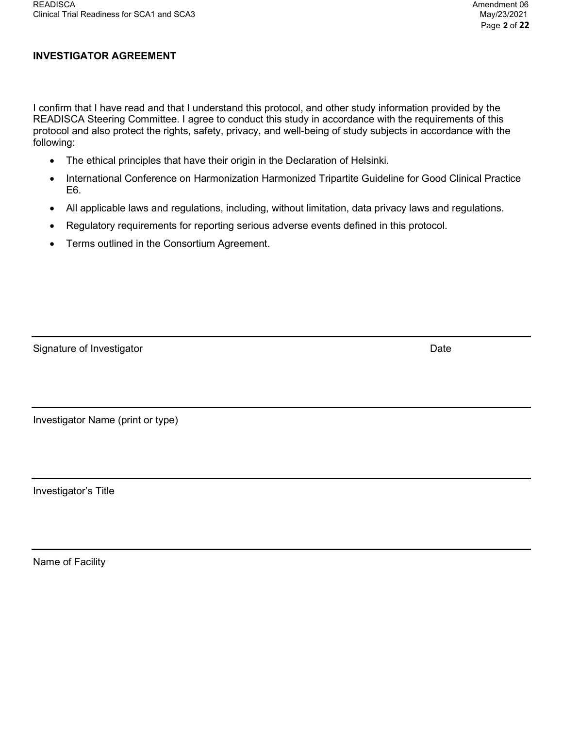**INVESTIGATOR AGREEMENT**

I confirm that I have read and that I understand this protocol, and other study information provided by the READISCA Steering Committee. I agree to conduct this study in accordance with the requirements of this protocol and also protect the rights, safety, privacy, and well-being of study subjects in accordance with the following:

- The ethical principles that have their origin in the Declaration of Helsinki.
- International Conference on Harmonization Harmonized Tripartite Guideline for Good Clinical Practice E6.
- All applicable laws and regulations, including, without limitation, data privacy laws and regulations.
- Regulatory requirements for reporting serious adverse events defined in this protocol.
- Terms outlined in the Consortium Agreement.

---

Signature of Investigator                                                                                     Date

---

Investigator Name (print or type)

---

Investigator's Title

---

Name of Facility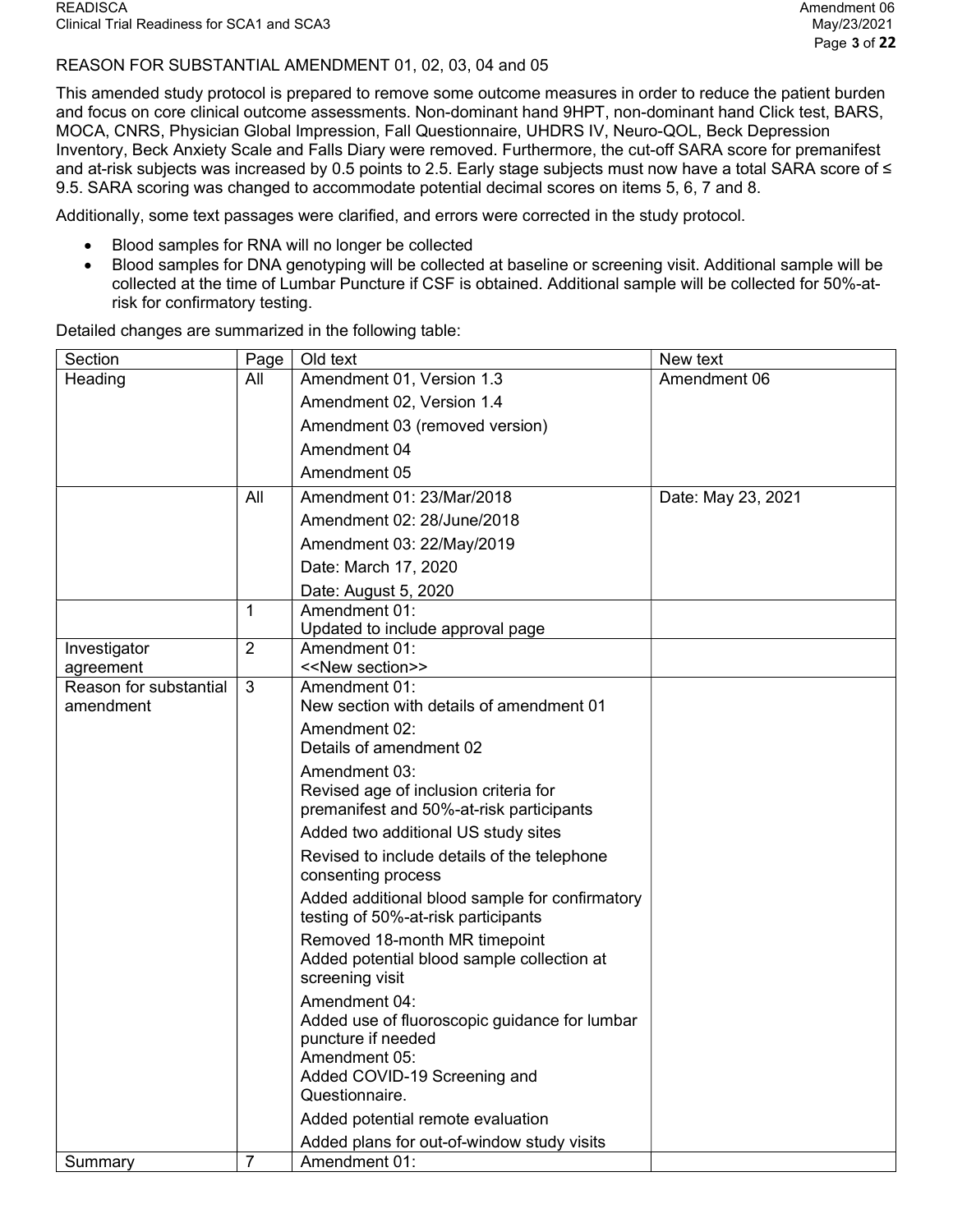REASON FOR SUBSTANTIAL AMENDMENT 01, 02, 03, 04 and 05

This amended study protocol is prepared to remove some outcome measures in order to reduce the patient burden and focus on core clinical outcome assessments. Non-dominant hand 9HPT, non-dominant hand Click test, BARS, MOCA, CNRS, Physician Global Impression, Fall Questionnaire, UHDRS IV, Neuro-QOL, Beck Depression Inventory, Beck Anxiety Scale and Falls Diary were removed. Furthermore, the cut-off SARA score for premanifest and at-risk subjects was increased by 0.5 points to 2.5. Early stage subjects must now have a total SARA score of ≤ 9.5. SARA scoring was changed to accommodate potential decimal scores on items 5, 6, 7 and 8.

Additionally, some text passages were clarified, and errors were corrected in the study protocol.

- Blood samples for RNA will no longer be collected
- Blood samples for DNA genotyping will be collected at baseline or screening visit. Additional sample will be collected at the time of Lumbar Puncture if CSF is obtained. Additional sample will be collected for 50%-at-risk for confirmatory testing.

Detailed changes are summarized in the following table:

| Section | Page | Old text | New text |
|---|---|---|---|
| Heading | All | Amendment 01, Version 1.3<br>Amendment 02, Version 1.4<br>Amendment 03 (removed version)<br>Amendment 04<br>Amendment 05 | Amendment 06 |
| | All | Amendment 01: 23/Mar/2018<br>Amendment 02: 28/June/2018<br>Amendment 03: 22/May/2019<br>Date: March 17, 2020<br>Date: August 5, 2020 | Date: May 23, 2021 |
| | 1 | Amendment 01:<br>Updated to include approval page | |
| Investigator agreement | 2 | Amendment 01:<br><<New section>> | |
| Reason for substantial amendment | 3 | Amendment 01:<br>New section with details of amendment 01<br>Amendment 02:<br>Details of amendment 02<br>Amendment 03:<br>Revised age of inclusion criteria for premanifest and 50%-at-risk participants<br>Added two additional US study sites<br>Revised to include details of the telephone consenting process<br>Added additional blood sample for confirmatory testing of 50%-at-risk participants<br>Removed 18-month MR timepoint<br>Added potential blood sample collection at screening visit<br>Amendment 04:<br>Added use of fluoroscopic guidance for lumbar puncture if needed<br>Amendment 05:<br>Added COVID-19 Screening and Questionnaire.<br>Added potential remote evaluation<br>Added plans for out-of-window study visits | |
| Summary | 7 | Amendment 01: | |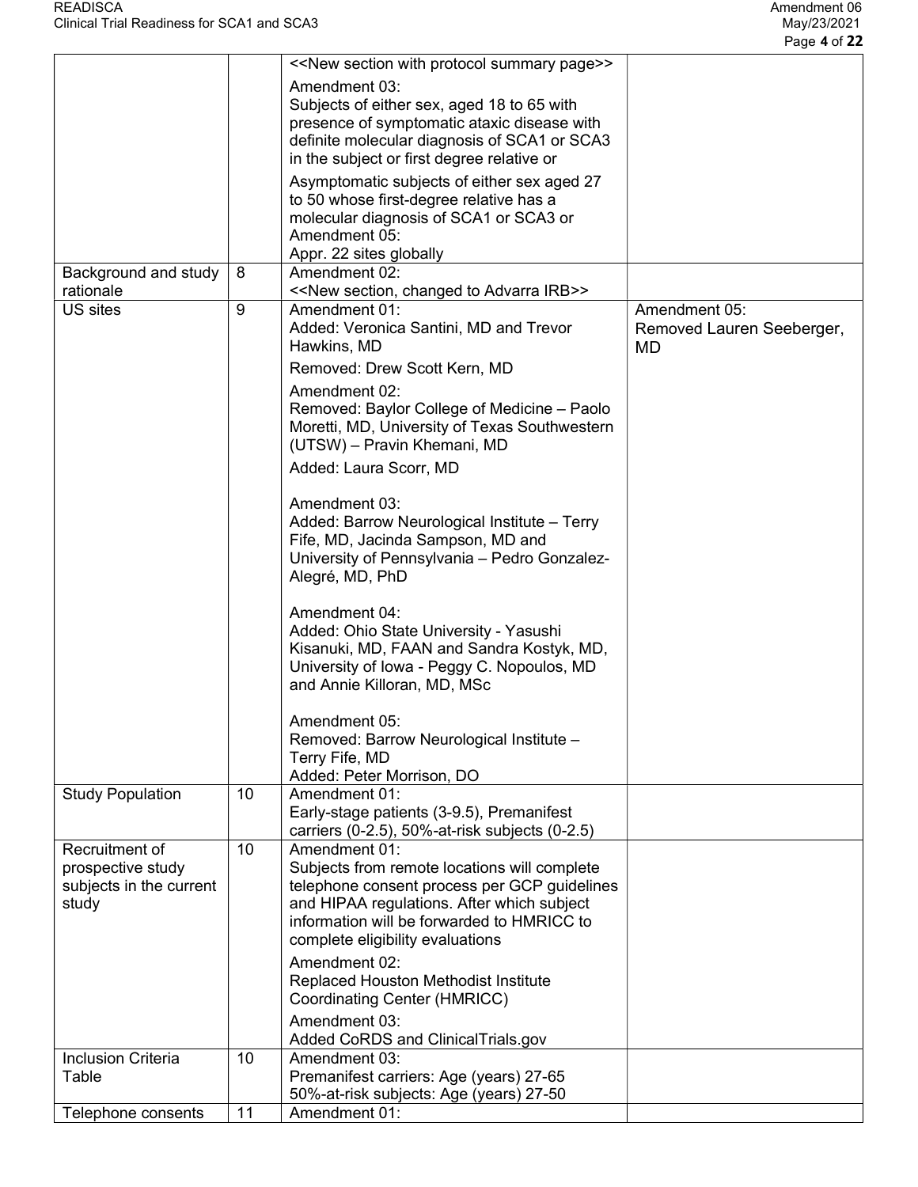| | | | |
|---|---|---|---|
| | | <<New section with protocol summary page>><br>Amendment 03:<br>Subjects of either sex, aged 18 to 65 with presence of symptomatic ataxic disease with definite molecular diagnosis of SCA1 or SCA3 in the subject or first degree relative or<br>Asymptomatic subjects of either sex aged 27 to 50 whose first-degree relative has a molecular diagnosis of SCA1 or SCA3 or<br>Amendment 05:<br>Appr. 22 sites globally | |
| Background and study rationale | 8 | Amendment 02:<br><<New section, changed to Advarra IRB>> | |
| US sites | 9 | Amendment 01:<br>Added: Veronica Santini, MD and Trevor Hawkins, MD<br>Removed: Drew Scott Kern, MD<br>Amendment 02:<br>Removed: Baylor College of Medicine – Paolo Moretti, MD, University of Texas Southwestern (UTSW) – Pravin Khemani, MD<br>Added: Laura Scorr, MD<br>Amendment 03:<br>Added: Barrow Neurological Institute – Terry Fife, MD, Jacinda Sampson, MD and University of Pennsylvania – Pedro Gonzalez-Alegré, MD, PhD<br>Amendment 04:<br>Added: Ohio State University - Yasushi Kisanuki, MD, FAAN and Sandra Kostyk, MD, University of Iowa - Peggy C. Nopoulos, MD and Annie Killoran, MD, MSc<br>Amendment 05:<br>Removed: Barrow Neurological Institute – Terry Fife, MD<br>Added: Peter Morrison, DO | Amendment 05:<br>Removed Lauren Seeberger, MD |
| Study Population | 10 | Amendment 01:<br>Early-stage patients (3-9.5), Premanifest carriers (0-2.5), 50%-at-risk subjects (0-2.5) | |
| Recruitment of prospective study subjects in the current study | 10 | Amendment 01:<br>Subjects from remote locations will complete telephone consent process per GCP guidelines and HIPAA regulations. After which subject information will be forwarded to HMRICC to complete eligibility evaluations<br>Amendment 02:<br>Replaced Houston Methodist Institute Coordinating Center (HMRICC)<br>Amendment 03:<br>Added CoRDS and ClinicalTrials.gov | |
| Inclusion Criteria Table | 10 | Amendment 03:<br>Premanifest carriers: Age (years) 27-65<br>50%-at-risk subjects: Age (years) 27-50 | |
| Telephone consents | 11 | Amendment 01: | |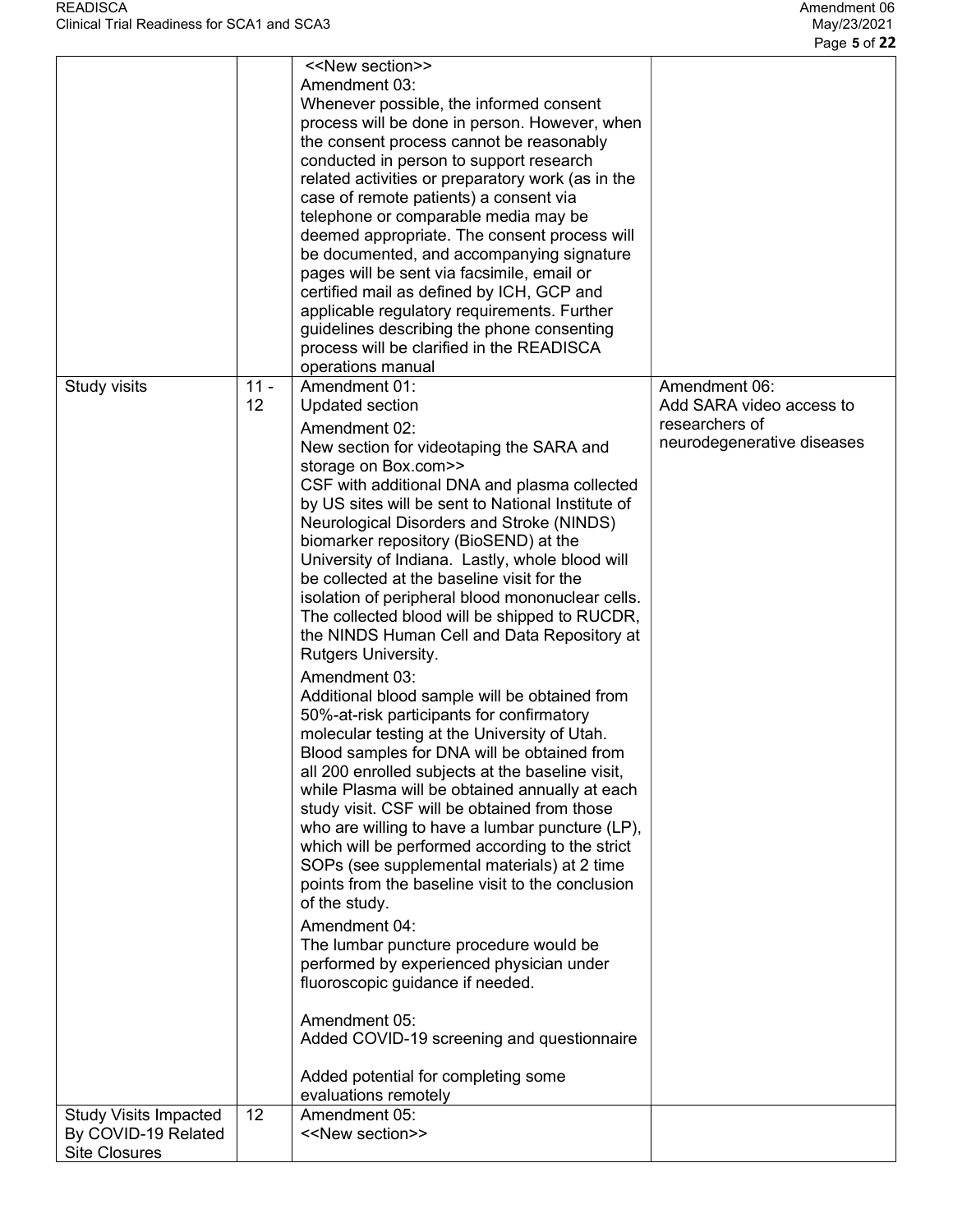| | | | |
|---|---|---|---|
| | | <<New section>><br>Amendment 03:<br>Whenever possible, the informed consent process will be done in person. However, when the consent process cannot be reasonably conducted in person to support research related activities or preparatory work (as in the case of remote patients) a consent via telephone or comparable media may be deemed appropriate. The consent process will be documented, and accompanying signature pages will be sent via facsimile, email or certified mail as defined by ICH, GCP and applicable regulatory requirements. Further guidelines describing the phone consenting process will be clarified in the READISCA operations manual | |
| Study visits | 11 - 12 | Amendment 01:<br>Updated section<br>Amendment 02:<br>New section for videotaping the SARA and storage on Box.com>><br>CSF with additional DNA and plasma collected by US sites will be sent to National Institute of Neurological Disorders and Stroke (NINDS) biomarker repository (BioSEND) at the University of Indiana. Lastly, whole blood will be collected at the baseline visit for the isolation of peripheral blood mononuclear cells. The collected blood will be shipped to RUCDR, the NINDS Human Cell and Data Repository at Rutgers University.<br>Amendment 03:<br>Additional blood sample will be obtained from 50%-at-risk participants for confirmatory molecular testing at the University of Utah. Blood samples for DNA will be obtained from all 200 enrolled subjects at the baseline visit, while Plasma will be obtained annually at each study visit. CSF will be obtained from those who are willing to have a lumbar puncture (LP), which will be performed according to the strict SOPs (see supplemental materials) at 2 time points from the baseline visit to the conclusion of the study.<br>Amendment 04:<br>The lumbar puncture procedure would be performed by experienced physician under fluoroscopic guidance if needed.<br>Amendment 05:<br>Added COVID-19 screening and questionnaire<br>Added potential for completing some evaluations remotely | Amendment 06:<br>Add SARA video access to researchers of neurodegenerative diseases |
| Study Visits Impacted By COVID-19 Related Site Closures | 12 | Amendment 05:<br><<New section>> | |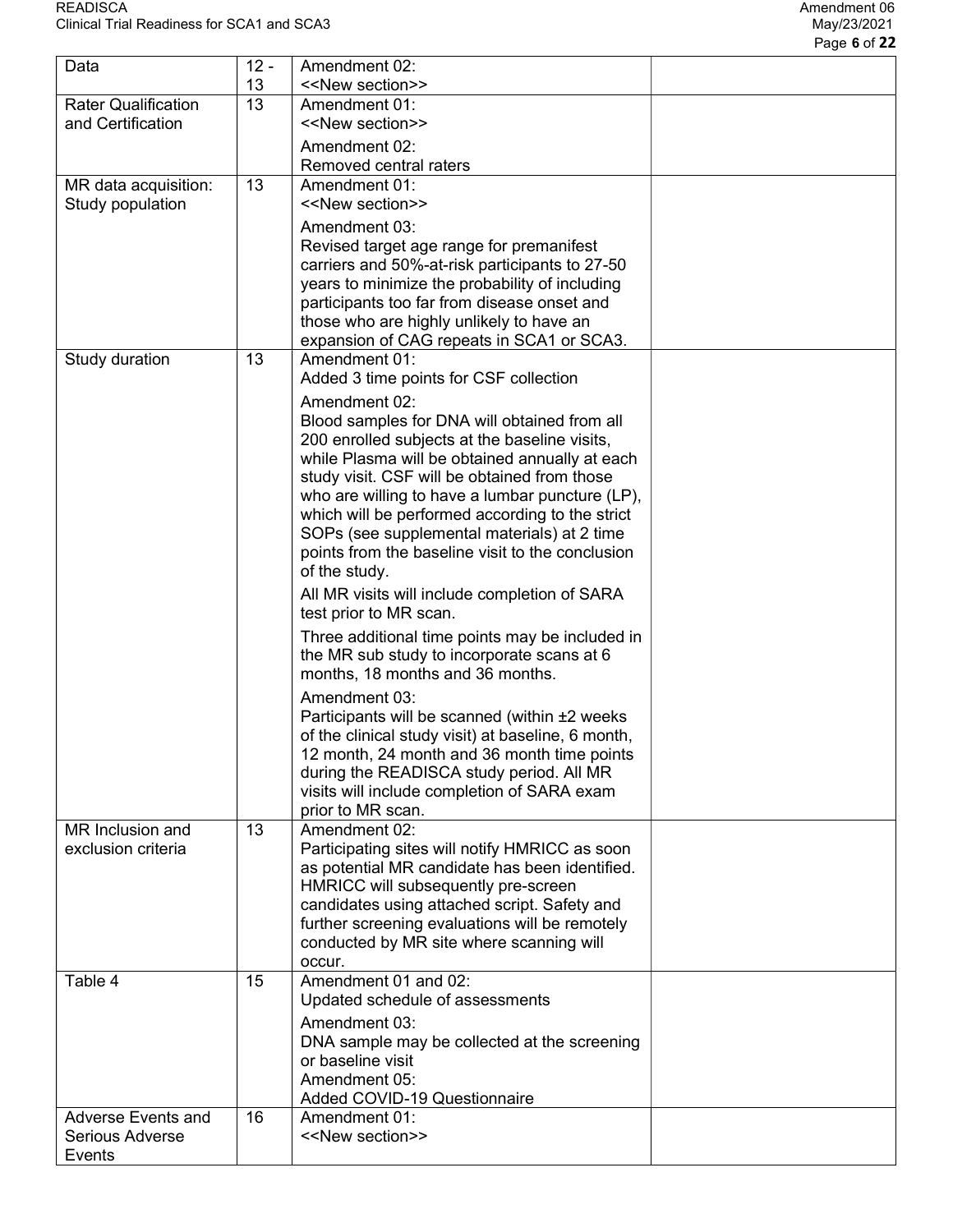| Data | 12 - 13 | Amendment 02:<br><<New section>> | |
|---|---|---|---|
| Rater Qualification and Certification | 13 | Amendment 01:<br><<New section>><br>Amendment 02:<br>Removed central raters | |
| MR data acquisition: Study population | 13 | Amendment 01:<br><<New section>><br>Amendment 03:<br>Revised target age range for premanifest carriers and 50%-at-risk participants to 27-50 years to minimize the probability of including participants too far from disease onset and those who are highly unlikely to have an expansion of CAG repeats in SCA1 or SCA3. | |
| Study duration | 13 | Amendment 01:<br>Added 3 time points for CSF collection<br>Amendment 02:<br>Blood samples for DNA will obtained from all 200 enrolled subjects at the baseline visits, while Plasma will be obtained annually at each study visit. CSF will be obtained from those who are willing to have a lumbar puncture (LP), which will be performed according to the strict SOPs (see supplemental materials) at 2 time points from the baseline visit to the conclusion of the study.<br>All MR visits will include completion of SARA test prior to MR scan.<br>Three additional time points may be included in the MR sub study to incorporate scans at 6 months, 18 months and 36 months.<br>Amendment 03:<br>Participants will be scanned (within ±2 weeks of the clinical study visit) at baseline, 6 month, 12 month, 24 month and 36 month time points during the READISCA study period. All MR visits will include completion of SARA exam prior to MR scan. | |
| MR Inclusion and exclusion criteria | 13 | Amendment 02:<br>Participating sites will notify HMRICC as soon as potential MR candidate has been identified. HMRICC will subsequently pre-screen candidates using attached script. Safety and further screening evaluations will be remotely conducted by MR site where scanning will occur. | |
| Table 4 | 15 | Amendment 01 and 02:<br>Updated schedule of assessments<br>Amendment 03:<br>DNA sample may be collected at the screening or baseline visit<br>Amendment 05:<br>Added COVID-19 Questionnaire | |
| Adverse Events and Serious Adverse Events | 16 | Amendment 01:<br><<New section>> | |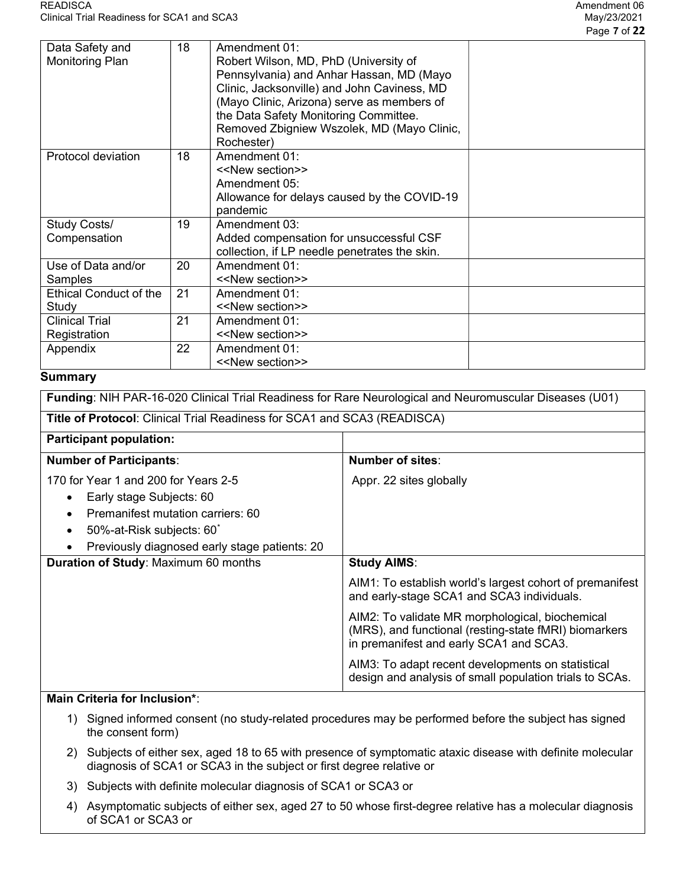| Data Safety and Monitoring Plan | 18 | Amendment 01: Robert Wilson, MD, PhD (University of Pennsylvania) and Anhar Hassan, MD (Mayo Clinic, Jacksonville) and John Caviness, MD (Mayo Clinic, Arizona) serve as members of the Data Safety Monitoring Committee. Removed Zbigniew Wszolek, MD (Mayo Clinic, Rochester) | |
|---|---|---|---|
| Protocol deviation | 18 | Amendment 01: <<New section>> Amendment 05: Allowance for delays caused by the COVID-19 pandemic | |
| Study Costs/ Compensation | 19 | Amendment 03: Added compensation for unsuccessful CSF collection, if LP needle penetrates the skin. | |
| Use of Data and/or Samples | 20 | Amendment 01: <<New section>> | |
| Ethical Conduct of the Study | 21 | Amendment 01: <<New section>> | |
| Clinical Trial Registration | 21 | Amendment 01: <<New section>> | |
| Appendix | 22 | Amendment 01: <<New section>> | |

## Summary

**Funding**: NIH PAR-16-020 Clinical Trial Readiness for Rare Neurological and Neuromuscular Diseases (U01)

**Title of Protocol**: Clinical Trial Readiness for SCA1 and SCA3 (READISCA)

| **Participant population:** | |
|---|---|
| **Number of Participants**:<br>170 for Year 1 and 200 for Years 2-5<br>• Early stage Subjects: 60<br>• Premanifest mutation carriers: 60<br>• 50%-at-Risk subjects: 60*<br>• Previously diagnosed early stage patients: 20 | **Number of sites**:<br>Appr. 22 sites globally |
| **Duration of Study**: Maximum 60 months | **Study AIMS**:<br>AIM1: To establish world's largest cohort of premanifest and early-stage SCA1 and SCA3 individuals.<br>AIM2: To validate MR morphological, biochemical (MRS), and functional (resting-state fMRI) biomarkers in premanifest and early SCA1 and SCA3.<br>AIM3: To adapt recent developments on statistical design and analysis of small population trials to SCAs. |

**Main Criteria for Inclusion***:

1) Signed informed consent (no study-related procedures may be performed before the subject has signed the consent form)
2) Subjects of either sex, aged 18 to 65 with presence of symptomatic ataxic disease with definite molecular diagnosis of SCA1 or SCA3 in the subject or first degree relative or
3) Subjects with definite molecular diagnosis of SCA1 or SCA3 or
4) Asymptomatic subjects of either sex, aged 27 to 50 whose first-degree relative has a molecular diagnosis of SCA1 or SCA3 or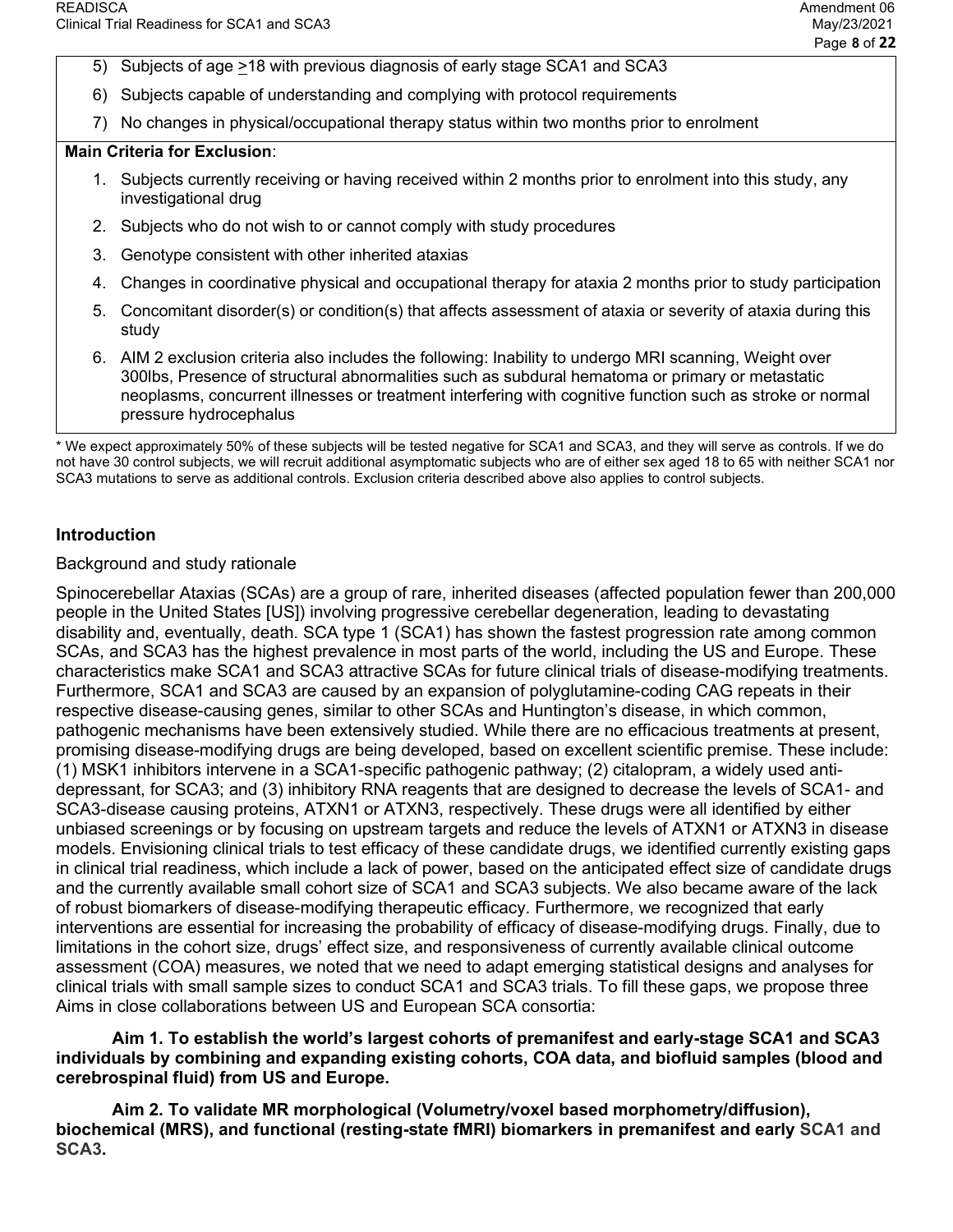5) Subjects of age ≥18 with previous diagnosis of early stage SCA1 and SCA3
6) Subjects capable of understanding and complying with protocol requirements
7) No changes in physical/occupational therapy status within two months prior to enrolment

**Main Criteria for Exclusion**:

1. Subjects currently receiving or having received within 2 months prior to enrolment into this study, any investigational drug
2. Subjects who do not wish to or cannot comply with study procedures
3. Genotype consistent with other inherited ataxias
4. Changes in coordinative physical and occupational therapy for ataxia 2 months prior to study participation
5. Concomitant disorder(s) or condition(s) that affects assessment of ataxia or severity of ataxia during this study
6. AIM 2 exclusion criteria also includes the following: Inability to undergo MRI scanning, Weight over 300lbs, Presence of structural abnormalities such as subdural hematoma or primary or metastatic neoplasms, concurrent illnesses or treatment interfering with cognitive function such as stroke or normal pressure hydrocephalus

* We expect approximately 50% of these subjects will be tested negative for SCA1 and SCA3, and they will serve as controls. If we do not have 30 control subjects, we will recruit additional asymptomatic subjects who are of either sex aged 18 to 65 with neither SCA1 nor SCA3 mutations to serve as additional controls. Exclusion criteria described above also applies to control subjects.

## Introduction

### Background and study rationale

Spinocerebellar Ataxias (SCAs) are a group of rare, inherited diseases (affected population fewer than 200,000 people in the United States [US]) involving progressive cerebellar degeneration, leading to devastating disability and, eventually, death. SCA type 1 (SCA1) has shown the fastest progression rate among common SCAs, and SCA3 has the highest prevalence in most parts of the world, including the US and Europe. These characteristics make SCA1 and SCA3 attractive SCAs for future clinical trials of disease-modifying treatments. Furthermore, SCA1 and SCA3 are caused by an expansion of polyglutamine-coding CAG repeats in their respective disease-causing genes, similar to other SCAs and Huntington's disease, in which common, pathogenic mechanisms have been extensively studied. While there are no efficacious treatments at present, promising disease-modifying drugs are being developed, based on excellent scientific premise. These include: (1) MSK1 inhibitors intervene in a SCA1-specific pathogenic pathway; (2) citalopram, a widely used anti-depressant, for SCA3; and (3) inhibitory RNA reagents that are designed to decrease the levels of SCA1- and SCA3-disease causing proteins, ATXN1 or ATXN3, respectively. These drugs were all identified by either unbiased screenings or by focusing on upstream targets and reduce the levels of ATXN1 or ATXN3 in disease models. Envisioning clinical trials to test efficacy of these candidate drugs, we identified currently existing gaps in clinical trial readiness, which include a lack of power, based on the anticipated effect size of candidate drugs and the currently available small cohort size of SCA1 and SCA3 subjects. We also became aware of the lack of robust biomarkers of disease-modifying therapeutic efficacy. Furthermore, we recognized that early interventions are essential for increasing the probability of efficacy of disease-modifying drugs. Finally, due to limitations in the cohort size, drugs' effect size, and responsiveness of currently available clinical outcome assessment (COA) measures, we noted that we need to adapt emerging statistical designs and analyses for clinical trials with small sample sizes to conduct SCA1 and SCA3 trials. To fill these gaps, we propose three Aims in close collaborations between US and European SCA consortia:

**Aim 1. To establish the world's largest cohorts of premanifest and early-stage SCA1 and SCA3 individuals by combining and expanding existing cohorts, COA data, and biofluid samples (blood and cerebrospinal fluid) from US and Europe.**

**Aim 2. To validate MR morphological (Volumetry/voxel based morphometry/diffusion), biochemical (MRS), and functional (resting-state fMRI) biomarkers in premanifest and early SCA1 and SCA3.**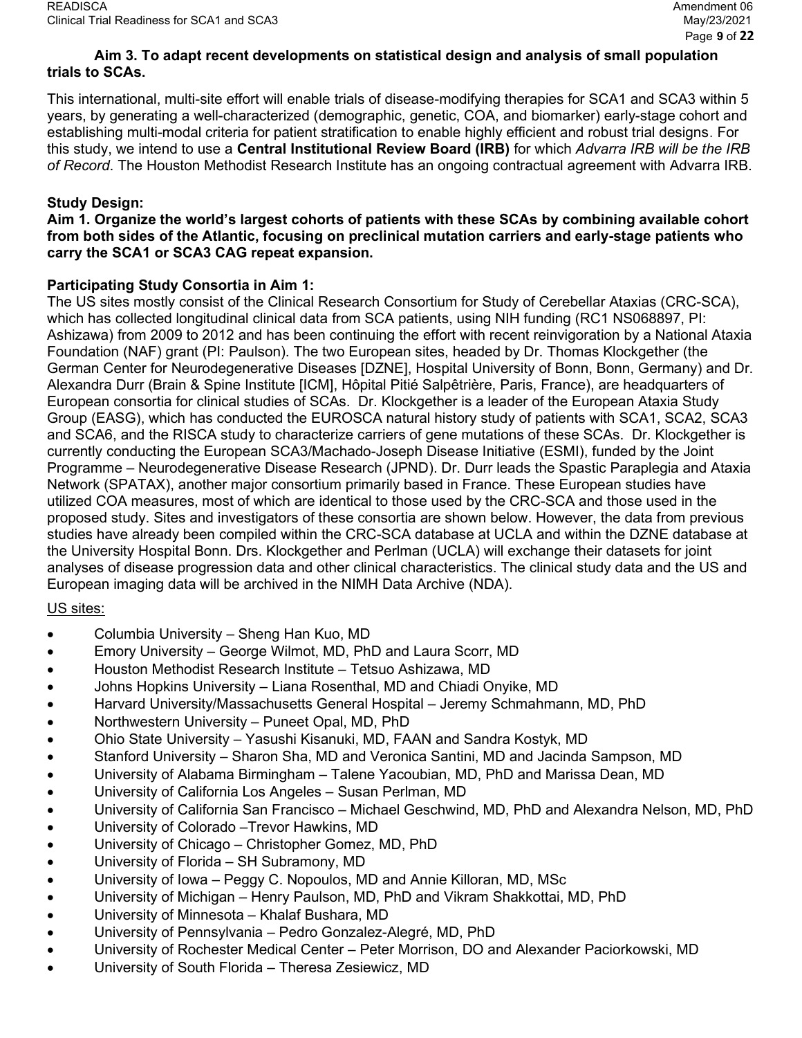**Aim 3. To adapt recent developments on statistical design and analysis of small population trials to SCAs.**

This international, multi-site effort will enable trials of disease-modifying therapies for SCA1 and SCA3 within 5 years, by generating a well-characterized (demographic, genetic, COA, and biomarker) early-stage cohort and establishing multi-modal criteria for patient stratification to enable highly efficient and robust trial designs. For this study, we intend to use a **Central Institutional Review Board (IRB)** for which *Advarra IRB will be the IRB of Record*. The Houston Methodist Research Institute has an ongoing contractual agreement with Advarra IRB.

**Study Design:**

**Aim 1. Organize the world's largest cohorts of patients with these SCAs by combining available cohort from both sides of the Atlantic, focusing on preclinical mutation carriers and early-stage patients who carry the SCA1 or SCA3 CAG repeat expansion.**

**Participating Study Consortia in Aim 1:**

The US sites mostly consist of the Clinical Research Consortium for Study of Cerebellar Ataxias (CRC-SCA), which has collected longitudinal clinical data from SCA patients, using NIH funding (RC1 NS068897, PI: Ashizawa) from 2009 to 2012 and has been continuing the effort with recent reinvigoration by a National Ataxia Foundation (NAF) grant (PI: Paulson). The two European sites, headed by Dr. Thomas Klockgether (the German Center for Neurodegenerative Diseases [DZNE], Hospital University of Bonn, Bonn, Germany) and Dr. Alexandra Durr (Brain & Spine Institute [ICM], Hôpital Pitié Salpêtrière, Paris, France), are headquarters of European consortia for clinical studies of SCAs. Dr. Klockgether is a leader of the European Ataxia Study Group (EASG), which has conducted the EUROSCA natural history study of patients with SCA1, SCA2, SCA3 and SCA6, and the RISCA study to characterize carriers of gene mutations of these SCAs. Dr. Klockgether is currently conducting the European SCA3/Machado-Joseph Disease Initiative (ESMI), funded by the Joint Programme – Neurodegenerative Disease Research (JPND). Dr. Durr leads the Spastic Paraplegia and Ataxia Network (SPATAX), another major consortium primarily based in France. These European studies have utilized COA measures, most of which are identical to those used by the CRC-SCA and those used in the proposed study. Sites and investigators of these consortia are shown below. However, the data from previous studies have already been compiled within the CRC-SCA database at UCLA and within the DZNE database at the University Hospital Bonn. Drs. Klockgether and Perlman (UCLA) will exchange their datasets for joint analyses of disease progression data and other clinical characteristics. The clinical study data and the US and European imaging data will be archived in the NIMH Data Archive (NDA).

<u>US sites:</u>

- Columbia University – Sheng Han Kuo, MD
- Emory University – George Wilmot, MD, PhD and Laura Scorr, MD
- Houston Methodist Research Institute – Tetsuo Ashizawa, MD
- Johns Hopkins University – Liana Rosenthal, MD and Chiadi Onyike, MD
- Harvard University/Massachusetts General Hospital – Jeremy Schmahmann, MD, PhD
- Northwestern University – Puneet Opal, MD, PhD
- Ohio State University – Yasushi Kisanuki, MD, FAAN and Sandra Kostyk, MD
- Stanford University – Sharon Sha, MD and Veronica Santini, MD and Jacinda Sampson, MD
- University of Alabama Birmingham – Talene Yacoubian, MD, PhD and Marissa Dean, MD
- University of California Los Angeles – Susan Perlman, MD
- University of California San Francisco – Michael Geschwind, MD, PhD and Alexandra Nelson, MD, PhD
- University of Colorado –Trevor Hawkins, MD
- University of Chicago – Christopher Gomez, MD, PhD
- University of Florida – SH Subramony, MD
- University of Iowa – Peggy C. Nopoulos, MD and Annie Killoran, MD, MSc
- University of Michigan – Henry Paulson, MD, PhD and Vikram Shakkottai, MD, PhD
- University of Minnesota – Khalaf Bushara, MD
- University of Pennsylvania – Pedro Gonzalez-Alegré, MD, PhD
- University of Rochester Medical Center – Peter Morrison, DO and Alexander Paciorkowski, MD
- University of South Florida – Theresa Zesiewicz, MD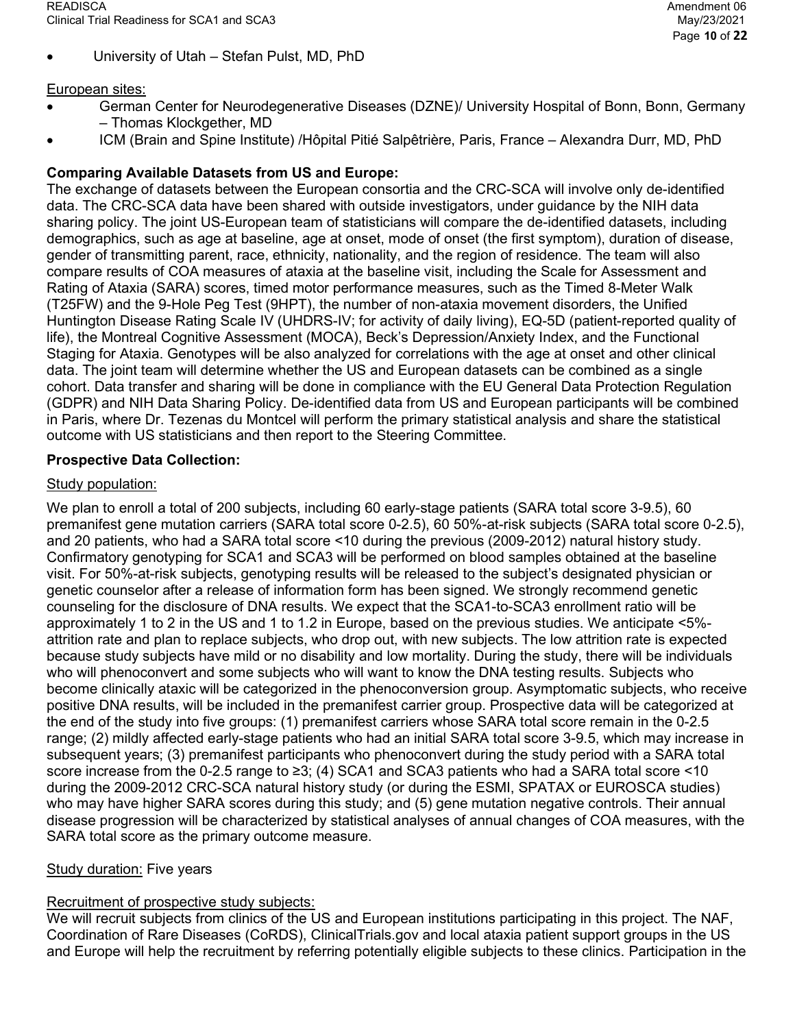- University of Utah – Stefan Pulst, MD, PhD

European sites:

- German Center for Neurodegenerative Diseases (DZNE)/ University Hospital of Bonn, Bonn, Germany – Thomas Klockgether, MD
- ICM (Brain and Spine Institute) /Hôpital Pitié Salpêtrière, Paris, France – Alexandra Durr, MD, PhD

**Comparing Available Datasets from US and Europe:**

The exchange of datasets between the European consortia and the CRC-SCA will involve only de-identified data. The CRC-SCA data have been shared with outside investigators, under guidance by the NIH data sharing policy. The joint US-European team of statisticians will compare the de-identified datasets, including demographics, such as age at baseline, age at onset, mode of onset (the first symptom), duration of disease, gender of transmitting parent, race, ethnicity, nationality, and the region of residence. The team will also compare results of COA measures of ataxia at the baseline visit, including the Scale for Assessment and Rating of Ataxia (SARA) scores, timed motor performance measures, such as the Timed 8-Meter Walk (T25FW) and the 9-Hole Peg Test (9HPT), the number of non-ataxia movement disorders, the Unified Huntington Disease Rating Scale IV (UHDRS-IV; for activity of daily living), EQ-5D (patient-reported quality of life), the Montreal Cognitive Assessment (MOCA), Beck's Depression/Anxiety Index, and the Functional Staging for Ataxia. Genotypes will be also analyzed for correlations with the age at onset and other clinical data. The joint team will determine whether the US and European datasets can be combined as a single cohort. Data transfer and sharing will be done in compliance with the EU General Data Protection Regulation (GDPR) and NIH Data Sharing Policy. De-identified data from US and European participants will be combined in Paris, where Dr. Tezenas du Montcel will perform the primary statistical analysis and share the statistical outcome with US statisticians and then report to the Steering Committee.

**Prospective Data Collection:**

Study population:

We plan to enroll a total of 200 subjects, including 60 early-stage patients (SARA total score 3-9.5), 60 premanifest gene mutation carriers (SARA total score 0-2.5), 60 50%-at-risk subjects (SARA total score 0-2.5), and 20 patients, who had a SARA total score <10 during the previous (2009-2012) natural history study. Confirmatory genotyping for SCA1 and SCA3 will be performed on blood samples obtained at the baseline visit. For 50%-at-risk subjects, genotyping results will be released to the subject's designated physician or genetic counselor after a release of information form has been signed. We strongly recommend genetic counseling for the disclosure of DNA results. We expect that the SCA1-to-SCA3 enrollment ratio will be approximately 1 to 2 in the US and 1 to 1.2 in Europe, based on the previous studies. We anticipate <5%-attrition rate and plan to replace subjects, who drop out, with new subjects. The low attrition rate is expected because study subjects have mild or no disability and low mortality. During the study, there will be individuals who will phenoconvert and some subjects who will want to know the DNA testing results. Subjects who become clinically ataxic will be categorized in the phenoconversion group. Asymptomatic subjects, who receive positive DNA results, will be included in the premanifest carrier group. Prospective data will be categorized at the end of the study into five groups: (1) premanifest carriers whose SARA total score remain in the 0-2.5 range; (2) mildly affected early-stage patients who had an initial SARA total score 3-9.5, which may increase in subsequent years; (3) premanifest participants who phenoconvert during the study period with a SARA total score increase from the 0-2.5 range to ≥3; (4) SCA1 and SCA3 patients who had a SARA total score <10 during the 2009-2012 CRC-SCA natural history study (or during the ESMI, SPATAX or EUROSCA studies) who may have higher SARA scores during this study; and (5) gene mutation negative controls. Their annual disease progression will be characterized by statistical analyses of annual changes of COA measures, with the SARA total score as the primary outcome measure.

Study duration: Five years

Recruitment of prospective study subjects:

We will recruit subjects from clinics of the US and European institutions participating in this project. The NAF, Coordination of Rare Diseases (CoRDS), ClinicalTrials.gov and local ataxia patient support groups in the US and Europe will help the recruitment by referring potentially eligible subjects to these clinics. Participation in the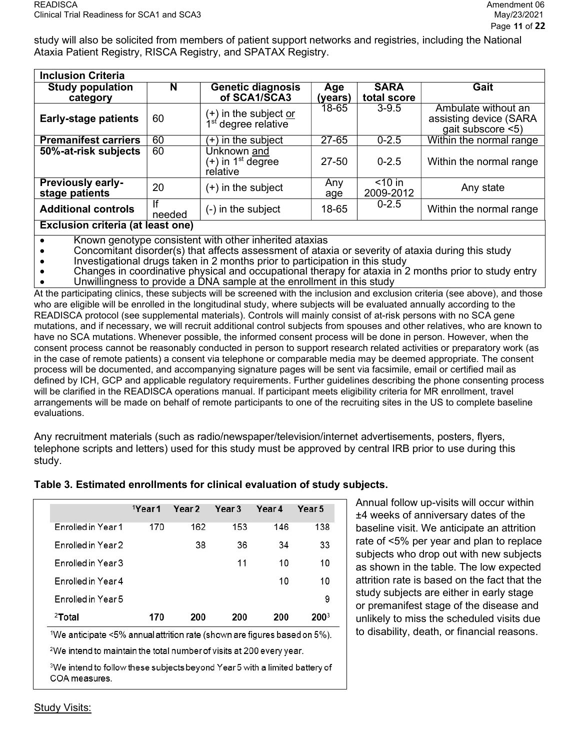study will also be solicited from members of patient support networks and registries, including the National Ataxia Patient Registry, RISCA Registry, and SPATAX Registry.

| **Inclusion Criteria** | | | | | |
|---|---|---|---|---|---|
| **Study population category** | **N** | **Genetic diagnosis of SCA1/SCA3** | **Age (years)** | **SARA total score** | **Gait** |
| **Early-stage patients** | 60 | (+) in the subject or 1[st] degree relative | 18-65 | 3-9.5 | Ambulate without an assisting device (SARA gait subscore <5) |
| **Premanifest carriers** | 60 | (+) in the subject | 27-65 | 0-2.5 | Within the normal range |
| **50%-at-risk subjects** | 60 | Unknown and (+) in 1[st] degree relative | 27-50 | 0-2.5 | Within the normal range |
| **Previously early-stage patients** | 20 | (+) in the subject | Any age | <10 in 2009-2012 | Any state |
| **Additional controls** | If needed | (-) in the subject | 18-65 | 0-2.5 | Within the normal range |

**Exclusion criteria (at least one)**

- Known genotype consistent with other inherited ataxias
- Concomitant disorder(s) that affects assessment of ataxia or severity of ataxia during this study
- Investigational drugs taken in 2 months prior to participation in this study
- Changes in coordinative physical and occupational therapy for ataxia in 2 months prior to study entry
- Unwillingness to provide a DNA sample at the enrollment in this study

At the participating clinics, these subjects will be screened with the inclusion and exclusion criteria (see above), and those who are eligible will be enrolled in the longitudinal study, where subjects will be evaluated annually according to the READISCA protocol (see supplemental materials). Controls will mainly consist of at-risk persons with no SCA gene mutations, and if necessary, we will recruit additional control subjects from spouses and other relatives, who are known to have no SCA mutations. Whenever possible, the informed consent process will be done in person. However, when the consent process cannot be reasonably conducted in person to support research related activities or preparatory work (as in the case of remote patients) a consent via telephone or comparable media may be deemed appropriate. The consent process will be documented, and accompanying signature pages will be sent via facsimile, email or certified mail as defined by ICH, GCP and applicable regulatory requirements. Further guidelines describing the phone consenting process will be clarified in the READISCA operations manual. If participant meets eligibility criteria for MR enrollment, travel arrangements will be made on behalf of remote participants to one of the recruiting sites in the US to complete baseline evaluations.

Any recruitment materials (such as radio/newspaper/television/internet advertisements, posters, flyers, telephone scripts and letters) used for this study must be approved by central IRB prior to use during this study.

**Table 3. Estimated enrollments for clinical evaluation of study subjects.**

| | Year 1[1] | Year 2 | Year 3 | Year 4 | Year 5 |
|---|---|---|---|---|---|
| Enrolled in Year 1 | 170 | 162 | 153 | 146 | 138 |
| Enrolled in Year 2 | | 38 | 36 | 34 | 33 |
| Enrolled in Year 3 | | | 11 | 10 | 10 |
| Enrolled in Year 4 | | | | 10 | 10 |
| Enrolled in Year 5 | | | | | 9 |
| **Total**[2] | **170** | **200** | **200** | **200** | **200**[3] |

[1]We anticipate <5% annual attrition rate (shown are figures based on 5%).

[2]We intend to maintain the total number of visits at 200 every year.

[3]We intend to follow these subjects beyond Year 5 with a limited battery of COA measures.

Annual follow up-visits will occur within ±4 weeks of anniversary dates of the baseline visit. We anticipate an attrition rate of <5% per year and plan to replace subjects who drop out with new subjects as shown in the table. The low expected attrition rate is based on the fact that the study subjects are either in early stage or premanifest stage of the disease and unlikely to miss the scheduled visits due to disability, death, or financial reasons.

Study Visits: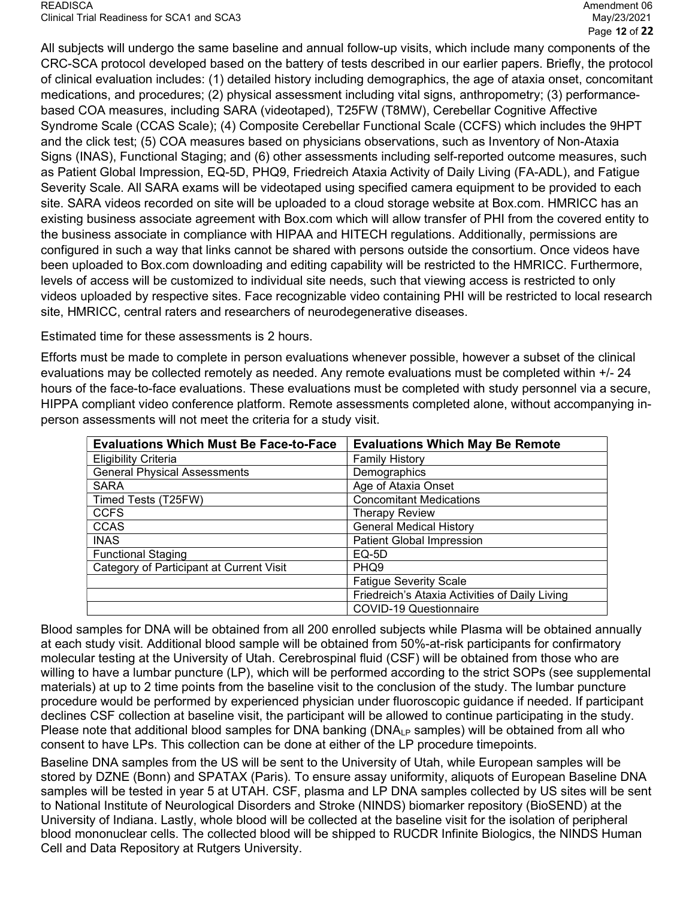All subjects will undergo the same baseline and annual follow-up visits, which include many components of the CRC-SCA protocol developed based on the battery of tests described in our earlier papers. Briefly, the protocol of clinical evaluation includes: (1) detailed history including demographics, the age of ataxia onset, concomitant medications, and procedures; (2) physical assessment including vital signs, anthropometry; (3) performance-based COA measures, including SARA (videotaped), T25FW (T8MW), Cerebellar Cognitive Affective Syndrome Scale (CCAS Scale); (4) Composite Cerebellar Functional Scale (CCFS) which includes the 9HPT and the click test; (5) COA measures based on physicians observations, such as Inventory of Non-Ataxia Signs (INAS), Functional Staging; and (6) other assessments including self-reported outcome measures, such as Patient Global Impression, EQ-5D, PHQ9, Friedreich Ataxia Activity of Daily Living (FA-ADL), and Fatigue Severity Scale. All SARA exams will be videotaped using specified camera equipment to be provided to each site. SARA videos recorded on site will be uploaded to a cloud storage website at Box.com. HMRICC has an existing business associate agreement with Box.com which will allow transfer of PHI from the covered entity to the business associate in compliance with HIPAA and HITECH regulations. Additionally, permissions are configured in such a way that links cannot be shared with persons outside the consortium. Once videos have been uploaded to Box.com downloading and editing capability will be restricted to the HMRICC. Furthermore, levels of access will be customized to individual site needs, such that viewing access is restricted to only videos uploaded by respective sites. Face recognizable video containing PHI will be restricted to local research site, HMRICC, central raters and researchers of neurodegenerative diseases.

Estimated time for these assessments is 2 hours.

Efforts must be made to complete in person evaluations whenever possible, however a subset of the clinical evaluations may be collected remotely as needed. Any remote evaluations must be completed within +/- 24 hours of the face-to-face evaluations. These evaluations must be completed with study personnel via a secure, HIPPA compliant video conference platform. Remote assessments completed alone, without accompanying in-person assessments will not meet the criteria for a study visit.

| Evaluations Which Must Be Face-to-Face | Evaluations Which May Be Remote |
|---|---|
| Eligibility Criteria | Family History |
| General Physical Assessments | Demographics |
| SARA | Age of Ataxia Onset |
| Timed Tests (T25FW) | Concomitant Medications |
| CCFS | Therapy Review |
| CCAS | General Medical History |
| INAS | Patient Global Impression |
| Functional Staging | EQ-5D |
| Category of Participant at Current Visit | PHQ9 |
| | Fatigue Severity Scale |
| | Friedreich's Ataxia Activities of Daily Living |
| | COVID-19 Questionnaire |

Blood samples for DNA will be obtained from all 200 enrolled subjects while Plasma will be obtained annually at each study visit. Additional blood sample will be obtained from 50%-at-risk participants for confirmatory molecular testing at the University of Utah. Cerebrospinal fluid (CSF) will be obtained from those who are willing to have a lumbar puncture (LP), which will be performed according to the strict SOPs (see supplemental materials) at up to 2 time points from the baseline visit to the conclusion of the study. The lumbar puncture procedure would be performed by experienced physician under fluoroscopic guidance if needed. If participant declines CSF collection at baseline visit, the participant will be allowed to continue participating in the study. Please note that additional blood samples for DNA banking ($DNA_{LP}$ samples) will be obtained from all who consent to have LPs. This collection can be done at either of the LP procedure timepoints.

Baseline DNA samples from the US will be sent to the University of Utah, while European samples will be stored by DZNE (Bonn) and SPATAX (Paris). To ensure assay uniformity, aliquots of European Baseline DNA samples will be tested in year 5 at UTAH. CSF, plasma and LP DNA samples collected by US sites will be sent to National Institute of Neurological Disorders and Stroke (NINDS) biomarker repository (BioSEND) at the University of Indiana. Lastly, whole blood will be collected at the baseline visit for the isolation of peripheral blood mononuclear cells. The collected blood will be shipped to RUCDR Infinite Biologics, the NINDS Human Cell and Data Repository at Rutgers University.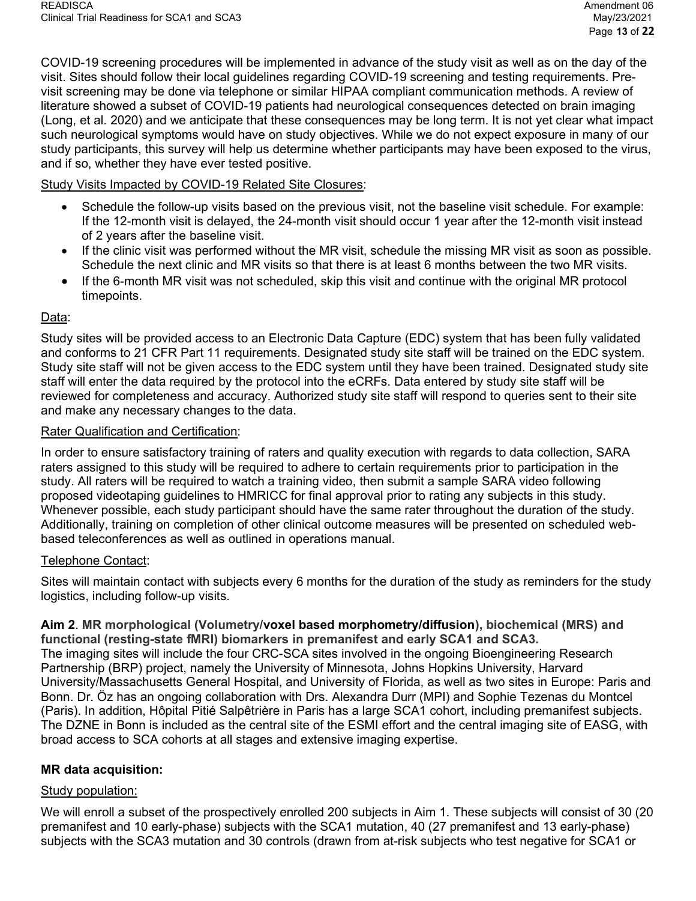COVID-19 screening procedures will be implemented in advance of the study visit as well as on the day of the visit. Sites should follow their local guidelines regarding COVID-19 screening and testing requirements. Pre-visit screening may be done via telephone or similar HIPAA compliant communication methods. A review of literature showed a subset of COVID-19 patients had neurological consequences detected on brain imaging (Long, et al. 2020) and we anticipate that these consequences may be long term. It is not yet clear what impact such neurological symptoms would have on study objectives. While we do not expect exposure in many of our study participants, this survey will help us determine whether participants may have been exposed to the virus, and if so, whether they have ever tested positive.

Study Visits Impacted by COVID-19 Related Site Closures:

- Schedule the follow-up visits based on the previous visit, not the baseline visit schedule. For example: If the 12-month visit is delayed, the 24-month visit should occur 1 year after the 12-month visit instead of 2 years after the baseline visit.
- If the clinic visit was performed without the MR visit, schedule the missing MR visit as soon as possible. Schedule the next clinic and MR visits so that there is at least 6 months between the two MR visits.
- If the 6-month MR visit was not scheduled, skip this visit and continue with the original MR protocol timepoints.

Data:

Study sites will be provided access to an Electronic Data Capture (EDC) system that has been fully validated and conforms to 21 CFR Part 11 requirements. Designated study site staff will be trained on the EDC system. Study site staff will not be given access to the EDC system until they have been trained. Designated study site staff will enter the data required by the protocol into the eCRFs. Data entered by study site staff will be reviewed for completeness and accuracy. Authorized study site staff will respond to queries sent to their site and make any necessary changes to the data.

Rater Qualification and Certification:

In order to ensure satisfactory training of raters and quality execution with regards to data collection, SARA raters assigned to this study will be required to adhere to certain requirements prior to participation in the study. All raters will be required to watch a training video, then submit a sample SARA video following proposed videotaping guidelines to HMRICC for final approval prior to rating any subjects in this study. Whenever possible, each study participant should have the same rater throughout the duration of the study. Additionally, training on completion of other clinical outcome measures will be presented on scheduled web-based teleconferences as well as outlined in operations manual.

Telephone Contact:

Sites will maintain contact with subjects every 6 months for the duration of the study as reminders for the study logistics, including follow-up visits.

**Aim 2. MR morphological (Volumetry/voxel based morphometry/diffusion), biochemical (MRS) and functional (resting-state fMRI) biomarkers in premanifest and early SCA1 and SCA3.**

The imaging sites will include the four CRC-SCA sites involved in the ongoing Bioengineering Research Partnership (BRP) project, namely the University of Minnesota, Johns Hopkins University, Harvard University/Massachusetts General Hospital, and University of Florida, as well as two sites in Europe: Paris and Bonn. Dr. Öz has an ongoing collaboration with Drs. Alexandra Durr (MPI) and Sophie Tezenas du Montcel (Paris). In addition, Hôpital Pitié Salpêtrière in Paris has a large SCA1 cohort, including premanifest subjects. The DZNE in Bonn is included as the central site of the ESMI effort and the central imaging site of EASG, with broad access to SCA cohorts at all stages and extensive imaging expertise.

**MR data acquisition:**

Study population:

We will enroll a subset of the prospectively enrolled 200 subjects in Aim 1. These subjects will consist of 30 (20 premanifest and 10 early-phase) subjects with the SCA1 mutation, 40 (27 premanifest and 13 early-phase) subjects with the SCA3 mutation and 30 controls (drawn from at-risk subjects who test negative for SCA1 or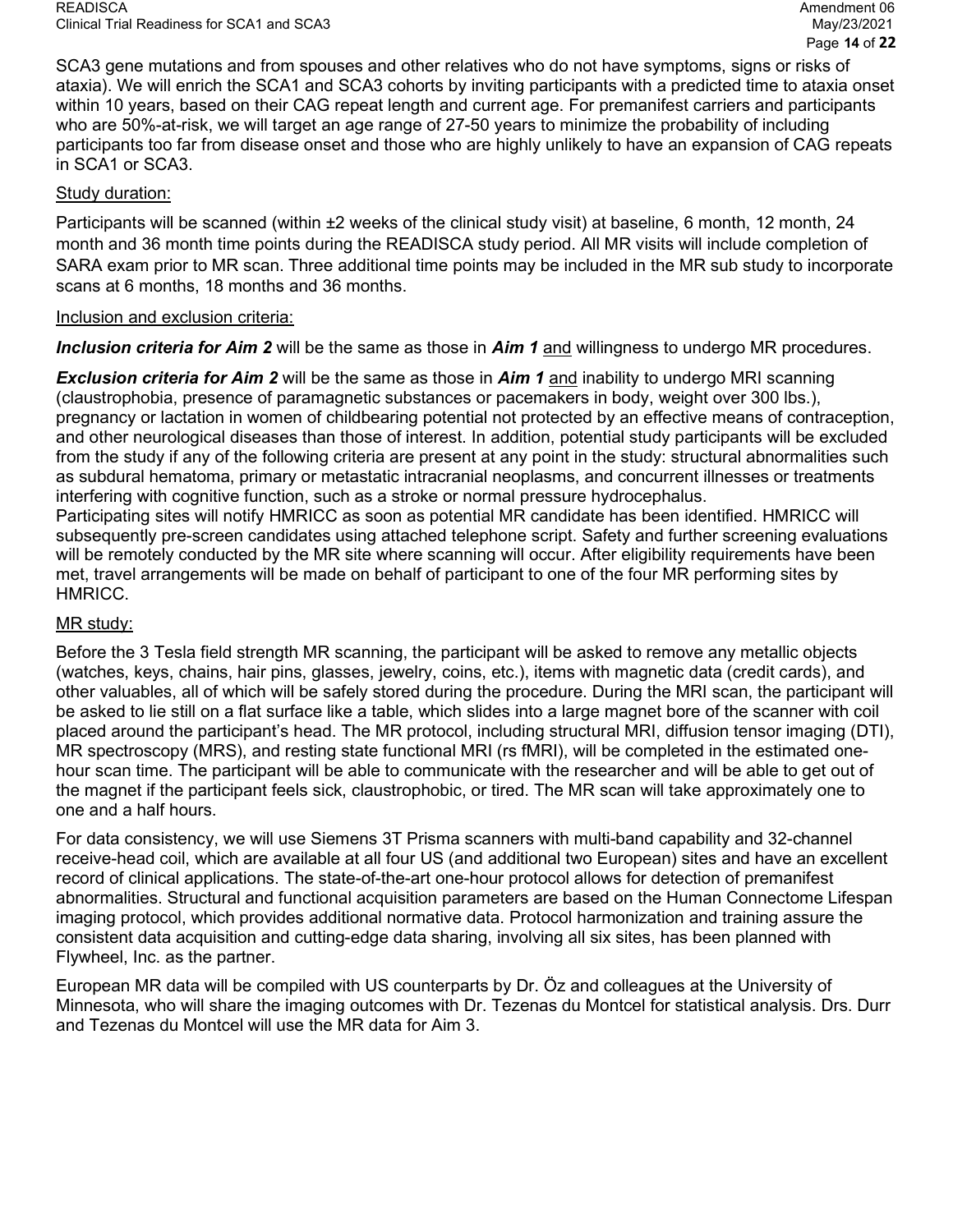SCA3 gene mutations and from spouses and other relatives who do not have symptoms, signs or risks of ataxia). We will enrich the SCA1 and SCA3 cohorts by inviting participants with a predicted time to ataxia onset within 10 years, based on their CAG repeat length and current age. For premanifest carriers and participants who are 50%-at-risk, we will target an age range of 27-50 years to minimize the probability of including participants too far from disease onset and those who are highly unlikely to have an expansion of CAG repeats in SCA1 or SCA3.

Study duration:

Participants will be scanned (within ±2 weeks of the clinical study visit) at baseline, 6 month, 12 month, 24 month and 36 month time points during the READISCA study period. All MR visits will include completion of SARA exam prior to MR scan. Three additional time points may be included in the MR sub study to incorporate scans at 6 months, 18 months and 36 months.

Inclusion and exclusion criteria:

***Inclusion criteria for Aim 2*** will be the same as those in ***Aim 1*** and willingness to undergo MR procedures.

***Exclusion criteria for Aim 2*** will be the same as those in ***Aim 1*** and inability to undergo MRI scanning (claustrophobia, presence of paramagnetic substances or pacemakers in body, weight over 300 lbs.), pregnancy or lactation in women of childbearing potential not protected by an effective means of contraception, and other neurological diseases than those of interest. In addition, potential study participants will be excluded from the study if any of the following criteria are present at any point in the study: structural abnormalities such as subdural hematoma, primary or metastatic intracranial neoplasms, and concurrent illnesses or treatments interfering with cognitive function, such as a stroke or normal pressure hydrocephalus.
Participating sites will notify HMRICC as soon as potential MR candidate has been identified. HMRICC will subsequently pre-screen candidates using attached telephone script. Safety and further screening evaluations will be remotely conducted by the MR site where scanning will occur. After eligibility requirements have been met, travel arrangements will be made on behalf of participant to one of the four MR performing sites by HMRICC.

MR study:

Before the 3 Tesla field strength MR scanning, the participant will be asked to remove any metallic objects (watches, keys, chains, hair pins, glasses, jewelry, coins, etc.), items with magnetic data (credit cards), and other valuables, all of which will be safely stored during the procedure. During the MRI scan, the participant will be asked to lie still on a flat surface like a table, which slides into a large magnet bore of the scanner with coil placed around the participant's head. The MR protocol, including structural MRI, diffusion tensor imaging (DTI), MR spectroscopy (MRS), and resting state functional MRI (rs fMRI), will be completed in the estimated one-hour scan time. The participant will be able to communicate with the researcher and will be able to get out of the magnet if the participant feels sick, claustrophobic, or tired. The MR scan will take approximately one to one and a half hours.

For data consistency, we will use Siemens 3T Prisma scanners with multi-band capability and 32-channel receive-head coil, which are available at all four US (and additional two European) sites and have an excellent record of clinical applications. The state-of-the-art one-hour protocol allows for detection of premanifest abnormalities. Structural and functional acquisition parameters are based on the Human Connectome Lifespan imaging protocol, which provides additional normative data. Protocol harmonization and training assure the consistent data acquisition and cutting-edge data sharing, involving all six sites, has been planned with Flywheel, Inc. as the partner.

European MR data will be compiled with US counterparts by Dr. Öz and colleagues at the University of Minnesota, who will share the imaging outcomes with Dr. Tezenas du Montcel for statistical analysis. Drs. Durr and Tezenas du Montcel will use the MR data for Aim 3.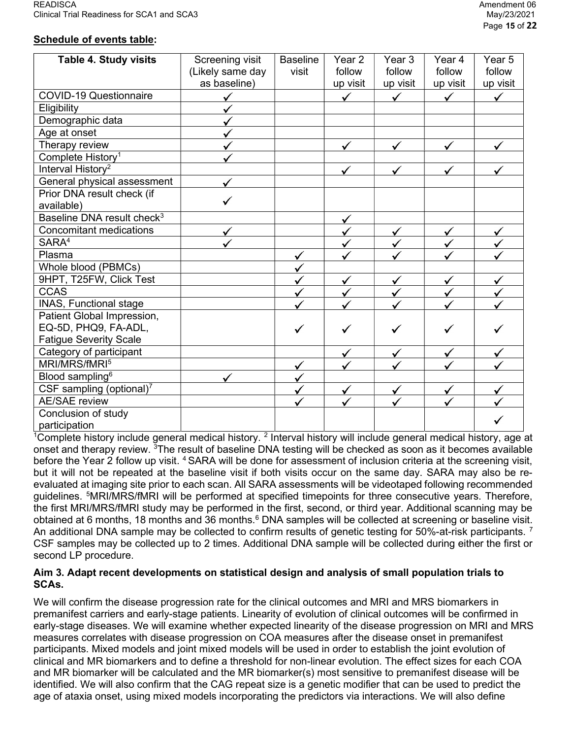**Schedule of events table:**

| Table 4. Study visits | Screening visit (Likely same day as baseline) | Baseline visit | Year 2 follow up visit | Year 3 follow up visit | Year 4 follow up visit | Year 5 follow up visit |
|---|---|---|---|---|---|---|
| COVID-19 Questionnaire | ✓ | | ✓ | ✓ | ✓ | ✓ |
| Eligibility | ✓ | | | | | |
| Demographic data | ✓ | | | | | |
| Age at onset | ✓ | | | | | |
| Therapy review | ✓ | | ✓ | ✓ | ✓ | ✓ |
| Complete History[1] | ✓ | | | | | |
| Interval History[2] | | | ✓ | ✓ | ✓ | ✓ |
| General physical assessment | ✓ | | | | | |
| Prior DNA result check (if available) | ✓ | | | | | |
| Baseline DNA result check[3] | | | ✓ | | | |
| Concomitant medications | ✓ | | ✓ | ✓ | ✓ | ✓ |
| SARA[4] | ✓ | | ✓ | ✓ | ✓ | ✓ |
| Plasma | | ✓ | ✓ | ✓ | ✓ | ✓ |
| Whole blood (PBMCs) | | ✓ | | | | |
| 9HPT, T25FW, Click Test | | ✓ | ✓ | ✓ | ✓ | ✓ |
| CCAS | | ✓ | ✓ | ✓ | ✓ | ✓ |
| INAS, Functional stage | | ✓ | ✓ | ✓ | ✓ | ✓ |
| Patient Global Impression, EQ-5D, PHQ9, FA-ADL, Fatigue Severity Scale | | ✓ | ✓ | ✓ | ✓ | ✓ |
| Category of participant | | | ✓ | ✓ | ✓ | ✓ |
| MRI/MRS/fMRI[5] | | ✓ | ✓ | ✓ | ✓ | ✓ |
| Blood sampling[6] | ✓ | ✓ | | | | |
| CSF sampling (optional)[7] | | ✓ | ✓ | ✓ | ✓ | ✓ |
| AE/SAE review | | ✓ | ✓ | ✓ | ✓ | ✓ |
| Conclusion of study participation | | | | | | ✓ |

[1]Complete history include general medical history. [2] Interval history will include general medical history, age at onset and therapy review. [3]The result of baseline DNA testing will be checked as soon as it becomes available before the Year 2 follow up visit. [4] SARA will be done for assessment of inclusion criteria at the screening visit, but it will not be repeated at the baseline visit if both visits occur on the same day. SARA may also be re-evaluated at imaging site prior to each scan. All SARA assessments will be videotaped following recommended guidelines. [5]MRI/MRS/fMRI will be performed at specified timepoints for three consecutive years. Therefore, the first MRI/MRS/fMRI study may be performed in the first, second, or third year. Additional scanning may be obtained at 6 months, 18 months and 36 months.[6] DNA samples will be collected at screening or baseline visit. An additional DNA sample may be collected to confirm results of genetic testing for 50%-at-risk participants. [7] CSF samples may be collected up to 2 times. Additional DNA sample will be collected during either the first or second LP procedure.

**Aim 3. Adapt recent developments on statistical design and analysis of small population trials to SCAs.**

We will confirm the disease progression rate for the clinical outcomes and MRI and MRS biomarkers in premanifest carriers and early-stage patients. Linearity of evolution of clinical outcomes will be confirmed in early-stage diseases. We will examine whether expected linearity of the disease progression on MRI and MRS measures correlates with disease progression on COA measures after the disease onset in premanifest participants. Mixed models and joint mixed models will be used in order to establish the joint evolution of clinical and MR biomarkers and to define a threshold for non-linear evolution. The effect sizes for each COA and MR biomarker will be calculated and the MR biomarker(s) most sensitive to premanifest disease will be identified. We will also confirm that the CAG repeat size is a genetic modifier that can be used to predict the age of ataxia onset, using mixed models incorporating the predictors via interactions. We will also define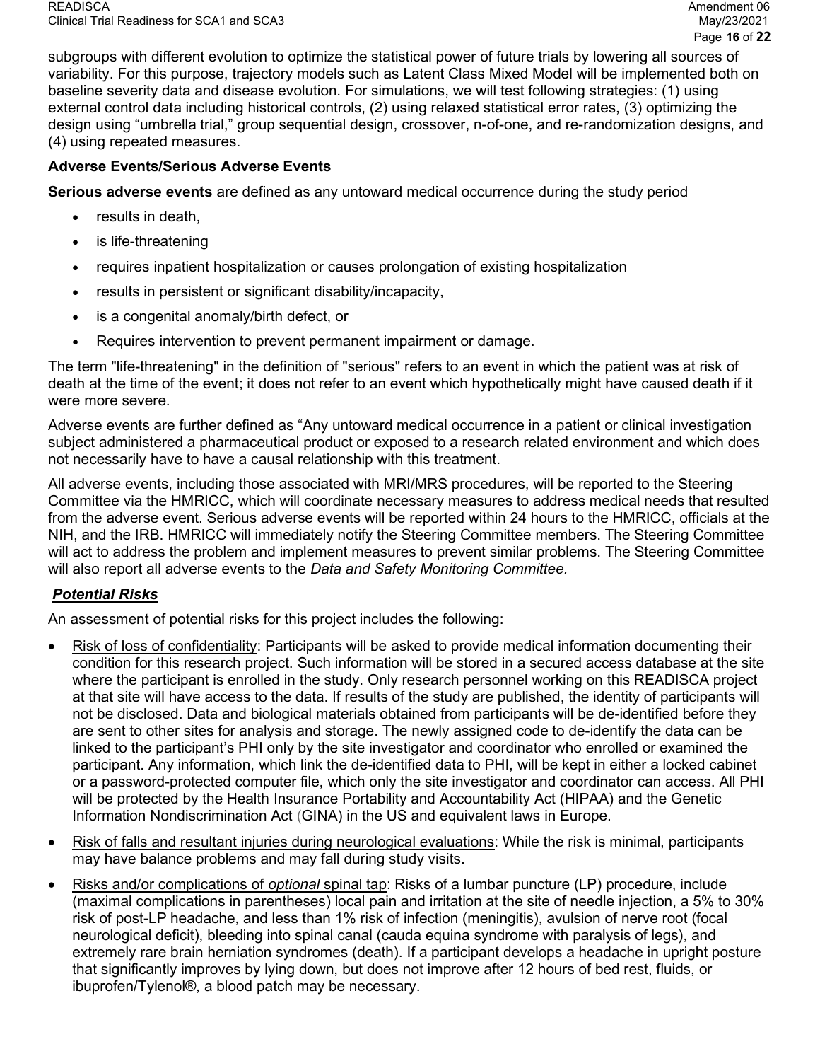subgroups with different evolution to optimize the statistical power of future trials by lowering all sources of variability. For this purpose, trajectory models such as Latent Class Mixed Model will be implemented both on baseline severity data and disease evolution. For simulations, we will test following strategies: (1) using external control data including historical controls, (2) using relaxed statistical error rates, (3) optimizing the design using "umbrella trial," group sequential design, crossover, n-of-one, and re-randomization designs, and (4) using repeated measures.

**Adverse Events/Serious Adverse Events**

**Serious adverse events** are defined as any untoward medical occurrence during the study period

- results in death,
- is life-threatening
- requires inpatient hospitalization or causes prolongation of existing hospitalization
- results in persistent or significant disability/incapacity,
- is a congenital anomaly/birth defect, or
- Requires intervention to prevent permanent impairment or damage.

The term "life-threatening" in the definition of "serious" refers to an event in which the patient was at risk of death at the time of the event; it does not refer to an event which hypothetically might have caused death if it were more severe.

Adverse events are further defined as "Any untoward medical occurrence in a patient or clinical investigation subject administered a pharmaceutical product or exposed to a research related environment and which does not necessarily have to have a causal relationship with this treatment.

All adverse events, including those associated with MRI/MRS procedures, will be reported to the Steering Committee via the HMRICC, which will coordinate necessary measures to address medical needs that resulted from the adverse event. Serious adverse events will be reported within 24 hours to the HMRICC, officials at the NIH, and the IRB. HMRICC will immediately notify the Steering Committee members. The Steering Committee will act to address the problem and implement measures to prevent similar problems. The Steering Committee will also report all adverse events to the *Data and Safety Monitoring Committee.*

***Potential Risks***

An assessment of potential risks for this project includes the following:

- Risk of loss of confidentiality: Participants will be asked to provide medical information documenting their condition for this research project. Such information will be stored in a secured access database at the site where the participant is enrolled in the study. Only research personnel working on this READISCA project at that site will have access to the data. If results of the study are published, the identity of participants will not be disclosed. Data and biological materials obtained from participants will be de-identified before they are sent to other sites for analysis and storage. The newly assigned code to de-identify the data can be linked to the participant's PHI only by the site investigator and coordinator who enrolled or examined the participant. Any information, which link the de-identified data to PHI, will be kept in either a locked cabinet or a password-protected computer file, which only the site investigator and coordinator can access. All PHI will be protected by the Health Insurance Portability and Accountability Act (HIPAA) and the Genetic Information Nondiscrimination Act (GINA) in the US and equivalent laws in Europe.
- Risk of falls and resultant injuries during neurological evaluations: While the risk is minimal, participants may have balance problems and may fall during study visits.
- Risks and/or complications of *optional* spinal tap: Risks of a lumbar puncture (LP) procedure, include (maximal complications in parentheses) local pain and irritation at the site of needle injection, a 5% to 30% risk of post-LP headache, and less than 1% risk of infection (meningitis), avulsion of nerve root (focal neurological deficit), bleeding into spinal canal (cauda equina syndrome with paralysis of legs), and extremely rare brain herniation syndromes (death). If a participant develops a headache in upright posture that significantly improves by lying down, but does not improve after 12 hours of bed rest, fluids, or ibuprofen/Tylenol®, a blood patch may be necessary.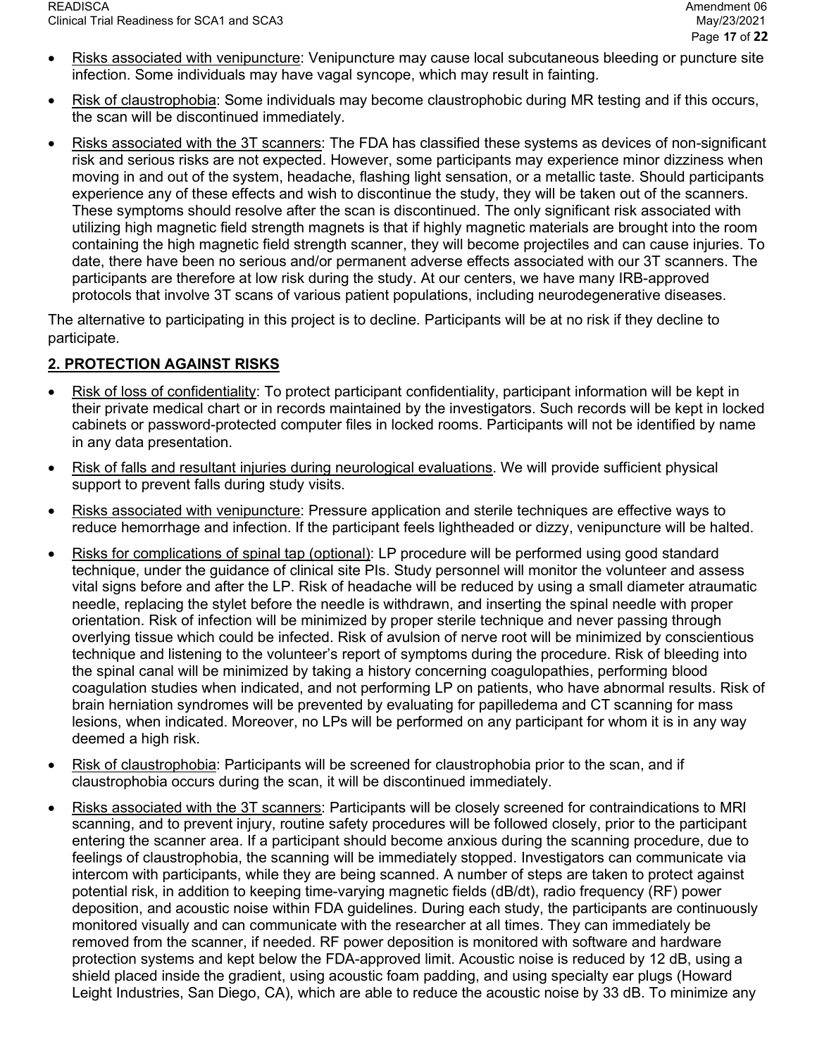- Risks associated with venipuncture: Venipuncture may cause local subcutaneous bleeding or puncture site infection. Some individuals may have vagal syncope, which may result in fainting.
- Risk of claustrophobia: Some individuals may become claustrophobic during MR testing and if this occurs, the scan will be discontinued immediately.
- Risks associated with the 3T scanners: The FDA has classified these systems as devices of non-significant risk and serious risks are not expected. However, some participants may experience minor dizziness when moving in and out of the system, headache, flashing light sensation, or a metallic taste. Should participants experience any of these effects and wish to discontinue the study, they will be taken out of the scanners. These symptoms should resolve after the scan is discontinued. The only significant risk associated with utilizing high magnetic field strength magnets is that if highly magnetic materials are brought into the room containing the high magnetic field strength scanner, they will become projectiles and can cause injuries. To date, there have been no serious and/or permanent adverse effects associated with our 3T scanners. The participants are therefore at low risk during the study. At our centers, we have many IRB-approved protocols that involve 3T scans of various patient populations, including neurodegenerative diseases.

The alternative to participating in this project is to decline. Participants will be at no risk if they decline to participate.

## 2. PROTECTION AGAINST RISKS

- Risk of loss of confidentiality: To protect participant confidentiality, participant information will be kept in their private medical chart or in records maintained by the investigators. Such records will be kept in locked cabinets or password-protected computer files in locked rooms. Participants will not be identified by name in any data presentation.
- Risk of falls and resultant injuries during neurological evaluations. We will provide sufficient physical support to prevent falls during study visits.
- Risks associated with venipuncture: Pressure application and sterile techniques are effective ways to reduce hemorrhage and infection. If the participant feels lightheaded or dizzy, venipuncture will be halted.
- Risks for complications of spinal tap (optional): LP procedure will be performed using good standard technique, under the guidance of clinical site PIs. Study personnel will monitor the volunteer and assess vital signs before and after the LP. Risk of headache will be reduced by using a small diameter atraumatic needle, replacing the stylet before the needle is withdrawn, and inserting the spinal needle with proper orientation. Risk of infection will be minimized by proper sterile technique and never passing through overlying tissue which could be infected. Risk of avulsion of nerve root will be minimized by conscientious technique and listening to the volunteer's report of symptoms during the procedure. Risk of bleeding into the spinal canal will be minimized by taking a history concerning coagulopathies, performing blood coagulation studies when indicated, and not performing LP on patients, who have abnormal results. Risk of brain herniation syndromes will be prevented by evaluating for papilledema and CT scanning for mass lesions, when indicated. Moreover, no LPs will be performed on any participant for whom it is in any way deemed a high risk.
- Risk of claustrophobia: Participants will be screened for claustrophobia prior to the scan, and if claustrophobia occurs during the scan, it will be discontinued immediately.
- Risks associated with the 3T scanners: Participants will be closely screened for contraindications to MRI scanning, and to prevent injury, routine safety procedures will be followed closely, prior to the participant entering the scanner area. If a participant should become anxious during the scanning procedure, due to feelings of claustrophobia, the scanning will be immediately stopped. Investigators can communicate via intercom with participants, while they are being scanned. A number of steps are taken to protect against potential risk, in addition to keeping time-varying magnetic fields (dB/dt), radio frequency (RF) power deposition, and acoustic noise within FDA guidelines. During each study, the participants are continuously monitored visually and can communicate with the researcher at all times. They can immediately be removed from the scanner, if needed. RF power deposition is monitored with software and hardware protection systems and kept below the FDA-approved limit. Acoustic noise is reduced by 12 dB, using a shield placed inside the gradient, using acoustic foam padding, and using specialty ear plugs (Howard Leight Industries, San Diego, CA), which are able to reduce the acoustic noise by 33 dB. To minimize any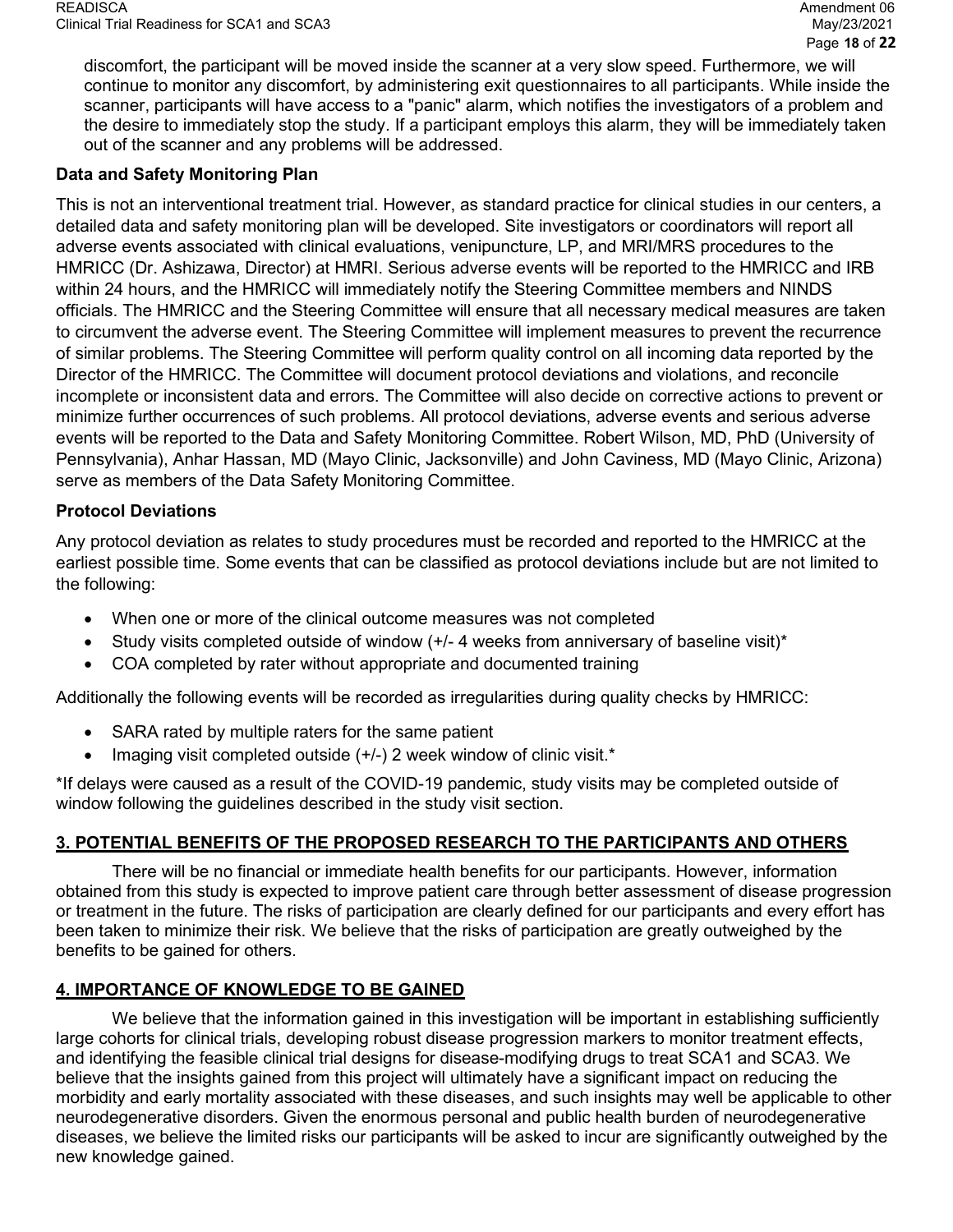discomfort, the participant will be moved inside the scanner at a very slow speed. Furthermore, we will continue to monitor any discomfort, by administering exit questionnaires to all participants. While inside the scanner, participants will have access to a "panic" alarm, which notifies the investigators of a problem and the desire to immediately stop the study. If a participant employs this alarm, they will be immediately taken out of the scanner and any problems will be addressed.

**Data and Safety Monitoring Plan**

This is not an interventional treatment trial. However, as standard practice for clinical studies in our centers, a detailed data and safety monitoring plan will be developed. Site investigators or coordinators will report all adverse events associated with clinical evaluations, venipuncture, LP, and MRI/MRS procedures to the HMRICC (Dr. Ashizawa, Director) at HMRI. Serious adverse events will be reported to the HMRICC and IRB within 24 hours, and the HMRICC will immediately notify the Steering Committee members and NINDS officials. The HMRICC and the Steering Committee will ensure that all necessary medical measures are taken to circumvent the adverse event. The Steering Committee will implement measures to prevent the recurrence of similar problems. The Steering Committee will perform quality control on all incoming data reported by the Director of the HMRICC. The Committee will document protocol deviations and violations, and reconcile incomplete or inconsistent data and errors. The Committee will also decide on corrective actions to prevent or minimize further occurrences of such problems. All protocol deviations, adverse events and serious adverse events will be reported to the Data and Safety Monitoring Committee. Robert Wilson, MD, PhD (University of Pennsylvania), Anhar Hassan, MD (Mayo Clinic, Jacksonville) and John Caviness, MD (Mayo Clinic, Arizona) serve as members of the Data Safety Monitoring Committee.

**Protocol Deviations**

Any protocol deviation as relates to study procedures must be recorded and reported to the HMRICC at the earliest possible time. Some events that can be classified as protocol deviations include but are not limited to the following:

- When one or more of the clinical outcome measures was not completed
- Study visits completed outside of window (+/- 4 weeks from anniversary of baseline visit)*
- COA completed by rater without appropriate and documented training

Additionally the following events will be recorded as irregularities during quality checks by HMRICC:

- SARA rated by multiple raters for the same patient
- Imaging visit completed outside (+/-) 2 week window of clinic visit.*

*If delays were caused as a result of the COVID-19 pandemic, study visits may be completed outside of window following the guidelines described in the study visit section.

## 3. POTENTIAL BENEFITS OF THE PROPOSED RESEARCH TO THE PARTICIPANTS AND OTHERS

There will be no financial or immediate health benefits for our participants. However, information obtained from this study is expected to improve patient care through better assessment of disease progression or treatment in the future. The risks of participation are clearly defined for our participants and every effort has been taken to minimize their risk. We believe that the risks of participation are greatly outweighed by the benefits to be gained for others.

## 4. IMPORTANCE OF KNOWLEDGE TO BE GAINED

We believe that the information gained in this investigation will be important in establishing sufficiently large cohorts for clinical trials, developing robust disease progression markers to monitor treatment effects, and identifying the feasible clinical trial designs for disease-modifying drugs to treat SCA1 and SCA3. We believe that the insights gained from this project will ultimately have a significant impact on reducing the morbidity and early mortality associated with these diseases, and such insights may well be applicable to other neurodegenerative disorders. Given the enormous personal and public health burden of neurodegenerative diseases, we believe the limited risks our participants will be asked to incur are significantly outweighed by the new knowledge gained.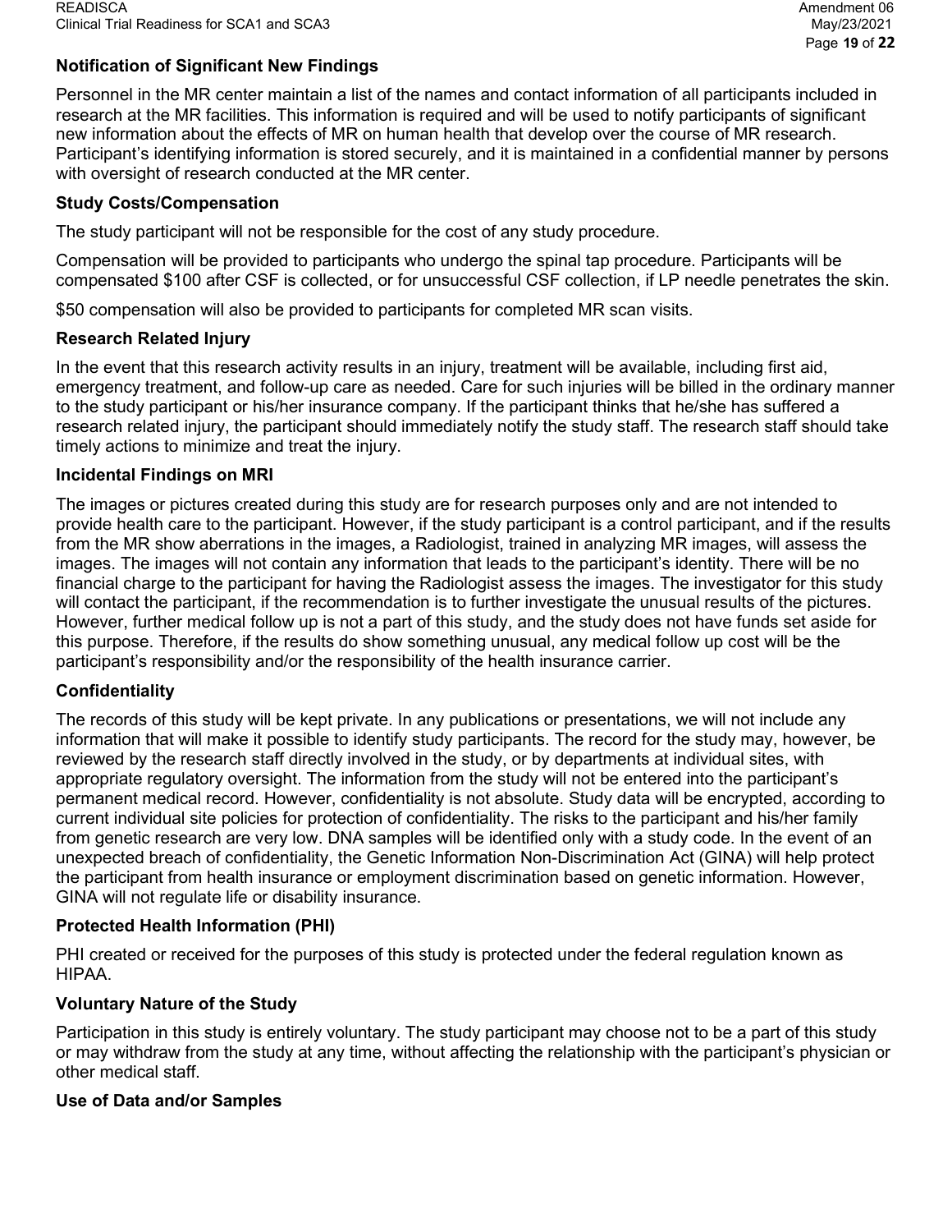### Notification of Significant New Findings

Personnel in the MR center maintain a list of the names and contact information of all participants included in research at the MR facilities. This information is required and will be used to notify participants of significant new information about the effects of MR on human health that develop over the course of MR research. Participant's identifying information is stored securely, and it is maintained in a confidential manner by persons with oversight of research conducted at the MR center.

### Study Costs/Compensation

The study participant will not be responsible for the cost of any study procedure.

Compensation will be provided to participants who undergo the spinal tap procedure. Participants will be compensated $100 after CSF is collected, or for unsuccessful CSF collection, if LP needle penetrates the skin.

$50 compensation will also be provided to participants for completed MR scan visits.

### Research Related Injury

In the event that this research activity results in an injury, treatment will be available, including first aid, emergency treatment, and follow-up care as needed. Care for such injuries will be billed in the ordinary manner to the study participant or his/her insurance company. If the participant thinks that he/she has suffered a research related injury, the participant should immediately notify the study staff. The research staff should take timely actions to minimize and treat the injury.

### Incidental Findings on MRI

The images or pictures created during this study are for research purposes only and are not intended to provide health care to the participant. However, if the study participant is a control participant, and if the results from the MR show aberrations in the images, a Radiologist, trained in analyzing MR images, will assess the images. The images will not contain any information that leads to the participant's identity. There will be no financial charge to the participant for having the Radiologist assess the images. The investigator for this study will contact the participant, if the recommendation is to further investigate the unusual results of the pictures. However, further medical follow up is not a part of this study, and the study does not have funds set aside for this purpose. Therefore, if the results do show something unusual, any medical follow up cost will be the participant's responsibility and/or the responsibility of the health insurance carrier.

### Confidentiality

The records of this study will be kept private. In any publications or presentations, we will not include any information that will make it possible to identify study participants. The record for the study may, however, be reviewed by the research staff directly involved in the study, or by departments at individual sites, with appropriate regulatory oversight. The information from the study will not be entered into the participant's permanent medical record. However, confidentiality is not absolute. Study data will be encrypted, according to current individual site policies for protection of confidentiality. The risks to the participant and his/her family from genetic research are very low. DNA samples will be identified only with a study code. In the event of an unexpected breach of confidentiality, the Genetic Information Non-Discrimination Act (GINA) will help protect the participant from health insurance or employment discrimination based on genetic information. However, GINA will not regulate life or disability insurance.

### Protected Health Information (PHI)

PHI created or received for the purposes of this study is protected under the federal regulation known as HIPAA.

### Voluntary Nature of the Study

Participation in this study is entirely voluntary. The study participant may choose not to be a part of this study or may withdraw from the study at any time, without affecting the relationship with the participant's physician or other medical staff.

### Use of Data and/or Samples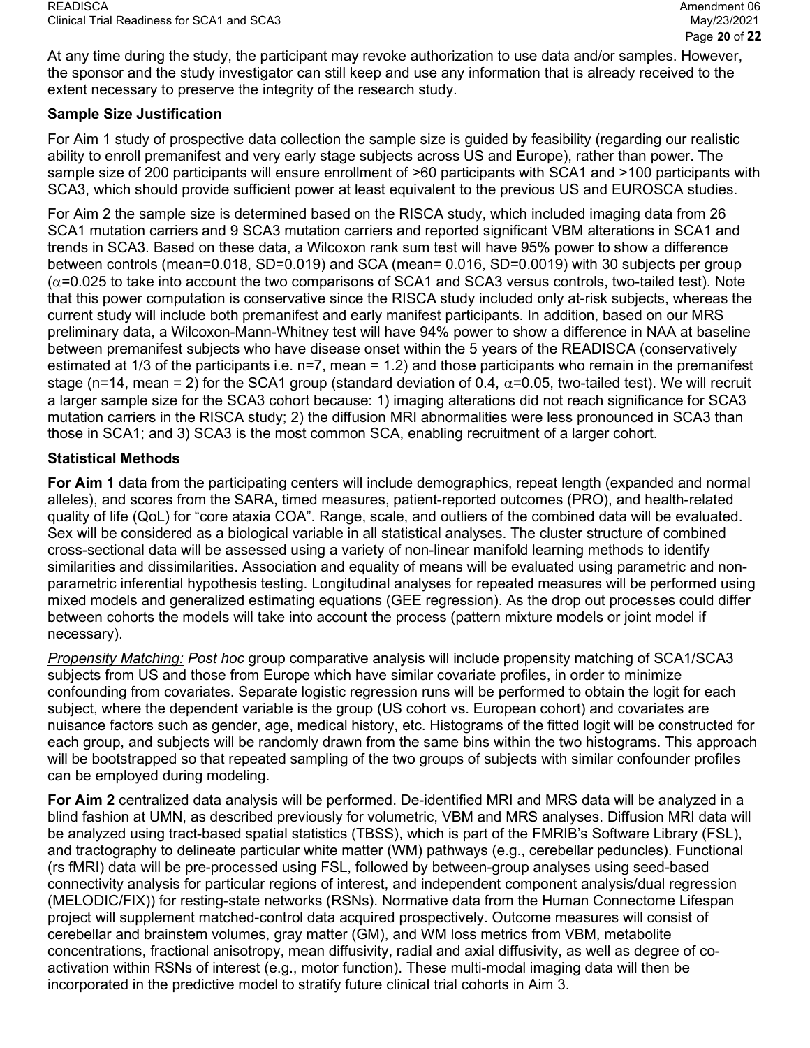At any time during the study, the participant may revoke authorization to use data and/or samples. However, the sponsor and the study investigator can still keep and use any information that is already received to the extent necessary to preserve the integrity of the research study.

### Sample Size Justification

For Aim 1 study of prospective data collection the sample size is guided by feasibility (regarding our realistic ability to enroll premanifest and very early stage subjects across US and Europe), rather than power. The sample size of 200 participants will ensure enrollment of >60 participants with SCA1 and >100 participants with SCA3, which should provide sufficient power at least equivalent to the previous US and EUROSCA studies.

For Aim 2 the sample size is determined based on the RISCA study, which included imaging data from 26 SCA1 mutation carriers and 9 SCA3 mutation carriers and reported significant VBM alterations in SCA1 and trends in SCA3. Based on these data, a Wilcoxon rank sum test will have 95% power to show a difference between controls (mean=0.018, SD=0.019) and SCA (mean= 0.016, SD=0.0019) with 30 subjects per group ($\alpha$=0.025 to take into account the two comparisons of SCA1 and SCA3 versus controls, two-tailed test). Note that this power computation is conservative since the RISCA study included only at-risk subjects, whereas the current study will include both premanifest and early manifest participants. In addition, based on our MRS preliminary data, a Wilcoxon-Mann-Whitney test will have 94% power to show a difference in NAA at baseline between premanifest subjects who have disease onset within the 5 years of the READISCA (conservatively estimated at 1/3 of the participants i.e. n=7, mean = 1.2) and those participants who remain in the premanifest stage (n=14, mean = 2) for the SCA1 group (standard deviation of 0.4, $\alpha$=0.05, two-tailed test). We will recruit a larger sample size for the SCA3 cohort because: 1) imaging alterations did not reach significance for SCA3 mutation carriers in the RISCA study; 2) the diffusion MRI abnormalities were less pronounced in SCA3 than those in SCA1; and 3) SCA3 is the most common SCA, enabling recruitment of a larger cohort.

### Statistical Methods

**For Aim 1** data from the participating centers will include demographics, repeat length (expanded and normal alleles), and scores from the SARA, timed measures, patient-reported outcomes (PRO), and health-related quality of life (QoL) for "core ataxia COA". Range, scale, and outliers of the combined data will be evaluated. Sex will be considered as a biological variable in all statistical analyses. The cluster structure of combined cross-sectional data will be assessed using a variety of non-linear manifold learning methods to identify similarities and dissimilarities. Association and equality of means will be evaluated using parametric and non-parametric inferential hypothesis testing. Longitudinal analyses for repeated measures will be performed using mixed models and generalized estimating equations (GEE regression). As the drop out processes could differ between cohorts the models will take into account the process (pattern mixture models or joint model if necessary).

<u>Propensity Matching:</u> *Post hoc* group comparative analysis will include propensity matching of SCA1/SCA3 subjects from US and those from Europe which have similar covariate profiles, in order to minimize confounding from covariates. Separate logistic regression runs will be performed to obtain the logit for each subject, where the dependent variable is the group (US cohort vs. European cohort) and covariates are nuisance factors such as gender, age, medical history, etc. Histograms of the fitted logit will be constructed for each group, and subjects will be randomly drawn from the same bins within the two histograms. This approach will be bootstrapped so that repeated sampling of the two groups of subjects with similar confounder profiles can be employed during modeling.

**For Aim 2** centralized data analysis will be performed. De-identified MRI and MRS data will be analyzed in a blind fashion at UMN, as described previously for volumetric, VBM and MRS analyses. Diffusion MRI data will be analyzed using tract-based spatial statistics (TBSS), which is part of the FMRIB's Software Library (FSL), and tractography to delineate particular white matter (WM) pathways (e.g., cerebellar peduncles). Functional (rs fMRI) data will be pre-processed using FSL, followed by between-group analyses using seed-based connectivity analysis for particular regions of interest, and independent component analysis/dual regression (MELODIC/FIX)) for resting-state networks (RSNs). Normative data from the Human Connectome Lifespan project will supplement matched-control data acquired prospectively. Outcome measures will consist of cerebellar and brainstem volumes, gray matter (GM), and WM loss metrics from VBM, metabolite concentrations, fractional anisotropy, mean diffusivity, radial and axial diffusivity, as well as degree of co-activation within RSNs of interest (e.g., motor function). These multi-modal imaging data will then be incorporated in the predictive model to stratify future clinical trial cohorts in Aim 3.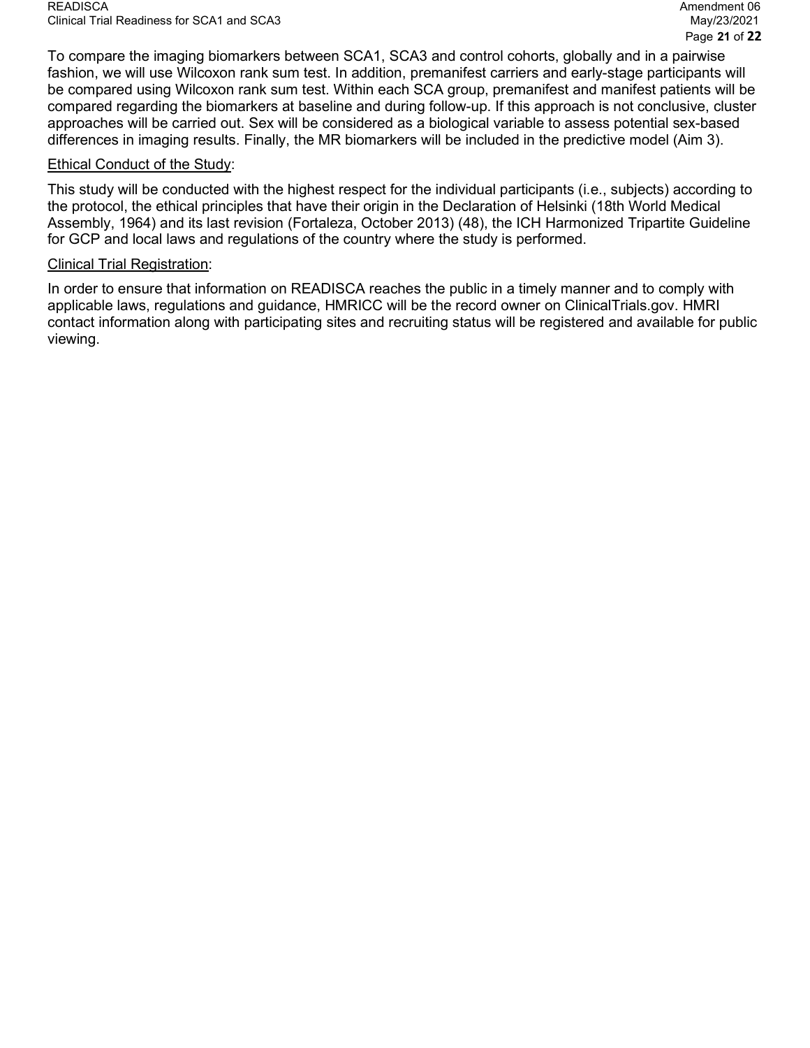To compare the imaging biomarkers between SCA1, SCA3 and control cohorts, globally and in a pairwise fashion, we will use Wilcoxon rank sum test. In addition, premanifest carriers and early-stage participants will be compared using Wilcoxon rank sum test. Within each SCA group, premanifest and manifest patients will be compared regarding the biomarkers at baseline and during follow-up. If this approach is not conclusive, cluster approaches will be carried out. Sex will be considered as a biological variable to assess potential sex-based differences in imaging results. Finally, the MR biomarkers will be included in the predictive model (Aim 3).

<u>Ethical Conduct of the Study</u>:

This study will be conducted with the highest respect for the individual participants (i.e., subjects) according to the protocol, the ethical principles that have their origin in the Declaration of Helsinki (18th World Medical Assembly, 1964) and its last revision (Fortaleza, October 2013) (48), the ICH Harmonized Tripartite Guideline for GCP and local laws and regulations of the country where the study is performed.

<u>Clinical Trial Registration</u>:

In order to ensure that information on READISCA reaches the public in a timely manner and to comply with applicable laws, regulations and guidance, HMRICC will be the record owner on ClinicalTrials.gov. HMRI contact information along with participating sites and recruiting status will be registered and available for public viewing.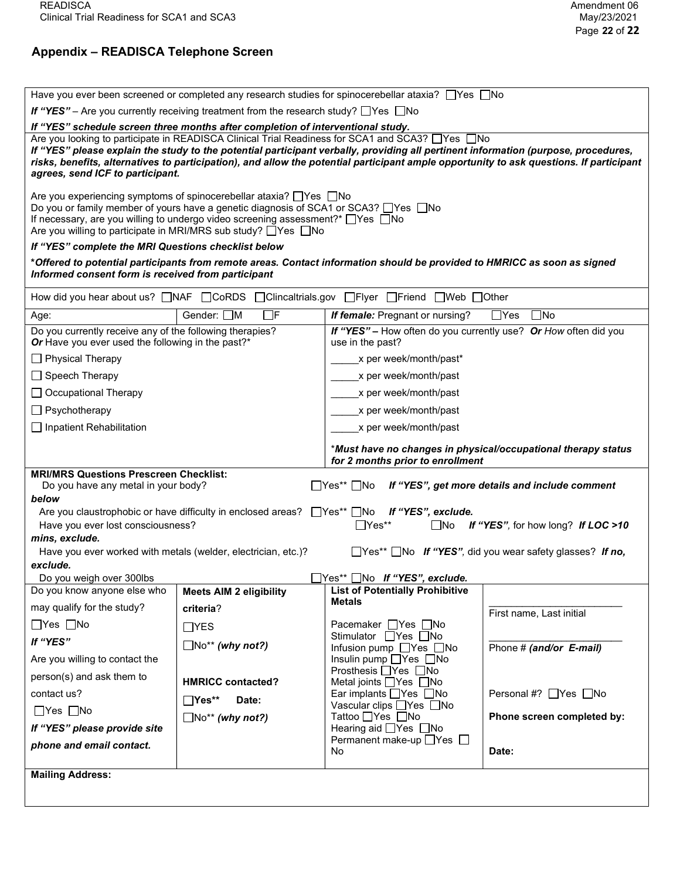## Appendix – READISCA Telephone Screen

Have you ever been screened or completed any research studies for spinocerebellar ataxia? ☐Yes ☐No

***If "YES"*** – Are you currently receiving treatment from the research study? ☐Yes ☐No

***If "YES" schedule screen three months after completion of interventional study.***

Are you looking to participate in READISCA Clinical Trial Readiness for SCA1 and SCA3? ☐Yes ☐No

***If "YES" please explain the study to the potential participant verbally, providing all pertinent information (purpose, procedures, risks, benefits, alternatives to participation), and allow the potential participant ample opportunity to ask questions. If participant agrees, send ICF to participant.***

Are you experiencing symptoms of spinocerebellar ataxia? ☐Yes ☐No
Do you or family member of yours have a genetic diagnosis of SCA1 or SCA3? ☐Yes ☐No
If necessary, are you willing to undergo video screening assessment?* ☐Yes ☐No
Are you willing to participate in MRI/MRS sub study? ☐Yes ☐No

***If "YES" complete the MRI Questions checklist below***

***\*Offered to potential participants from remote areas. Contact information should be provided to HMRICC as soon as signed Informed consent form is received from participant***

How did you hear about us? ☐NAF ☐CoRDS ☐Clincaltrials.gov ☐Flyer ☐Friend ☐Web ☐Other

| | | | |
|---|---|---|---|
| Age: | Gender: ☐M ☐F | ***If female:*** Pregnant or nursing? | ☐Yes ☐No |

| | |
|---|---|
| Do you currently receive any of the following therapies? ***Or*** Have you ever used the following in the past?* | ***If "YES" –*** How often do you currently use? ***Or*** *How* often did you use in the past? |
| ☐ Physical Therapy | \_\_\_\_\_x per week/month/past* |
| ☐ Speech Therapy | \_\_\_\_\_x per week/month/past |
| ☐ Occupational Therapy | \_\_\_\_\_x per week/month/past |
| ☐ Psychotherapy | \_\_\_\_\_x per week/month/past |
| ☐ Inpatient Rehabilitation | \_\_\_\_\_x per week/month/past |
| | ****Must have no changes in physical/occupational therapy status for 2 months prior to enrollment*** |

**MRI/MRS Questions Prescreen Checklist:**

Do you have any metal in your body? ☐Yes** ☐No ***If "YES", get more details and include comment below***

Are you claustrophobic or have difficulty in enclosed areas? ☐Yes** ☐No ***If "YES", exclude.***

Have you ever lost consciousness? ☐Yes** ☐No ***If "YES"****,* for how long? ***If LOC >10 mins, exclude.***

Have you ever worked with metals (welder, electrician, etc.)? ☐Yes** ☐No ***If "YES"****,* did you wear safety glasses? ***If no, exclude.***

Do you weigh over 300lbs ☐Yes** ☐No ***If "YES", exclude.***

| | | | |
|---|---|---|---|
| Do you know anyone else who may qualify for the study?<br>☐Yes ☐No<br>***If "YES"***<br>Are you willing to contact the person(s) and ask them to contact us?<br>☐Yes ☐No<br>***If "YES" please provide site phone and email contact.*** | **Meets AIM 2 eligibility criteria**?<br>☐YES<br>☐No** ***(why not?)***<br><br>**HMRICC contacted?**<br>☐**Yes\*\* Date:**<br>☐No** ***(why not?)*** | **List of Potentially Prohibitive Metals**<br>Pacemaker ☐Yes ☐No<br>Stimulator ☐Yes ☐No<br>Infusion pump ☐Yes ☐No<br>Insulin pump ☐Yes ☐No<br>Prosthesis ☐Yes ☐No<br>Metal joints ☐Yes ☐No<br>Ear implants ☐Yes ☐No<br>Vascular clips ☐Yes ☐No<br>Tattoo ☐Yes ☐No<br>Hearing aid ☐Yes ☐No<br>Permanent make-up ☐Yes ☐ No | \_\_\_\_\_\_\_\_\_\_\_\_\_\_\_\_\_\_\_\_\_\_\_\_<br>First name, Last initial<br><br>\_\_\_\_\_\_\_\_\_\_\_\_\_\_\_\_\_\_\_\_\_\_\_\_<br>Phone # ***(and/or E-mail)***<br><br>Personal #? ☐Yes ☐No<br>**Phone screen completed by:**<br><br>**Date:** |

**Mailing Address:**